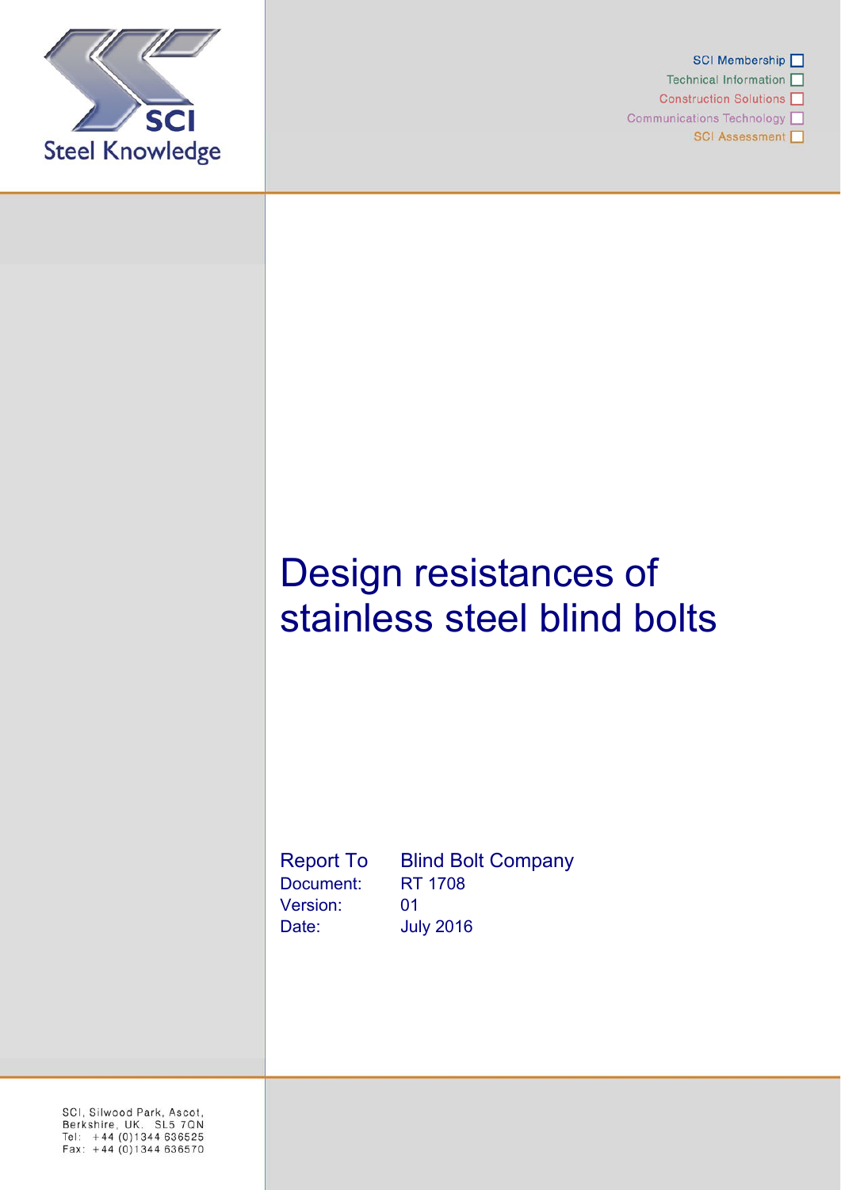SCI

Steel Knowledge

SCI Membership

Technical Information

Construction Solutions

Communications Technology

SCI Assessment

# Design resistances of stainless steel blind bolts

| | |
|---|---|
| Report To | Blind Bolt Company |
| Document: | RT 1708 |
| Version: | 01 |
| Date: | July 2016 |

SCI, Silwood Park, Ascot,
Berkshire, UK. SL5 7QN
Tel: +44 (0)1344 636525
Fax: +44 (0)1344 636570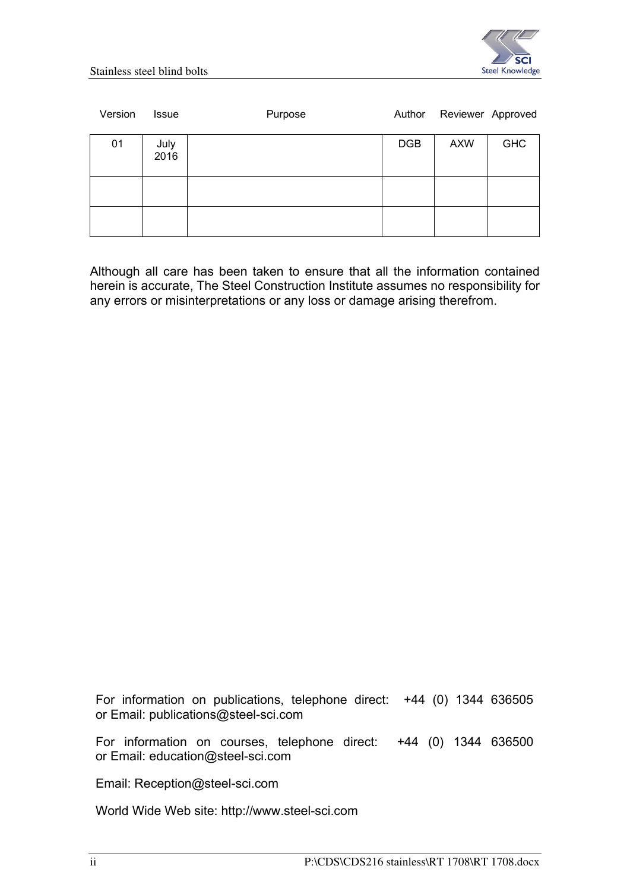| Version | Issue | Purpose | Author | Reviewer | Approved |
|---|---|---|---|---|---|
| 01 | July 2016 | | DGB | AXW | GHC |
| | | | | | |
| | | | | | |

Although all care has been taken to ensure that all the information contained herein is accurate, The Steel Construction Institute assumes no responsibility for any errors or misinterpretations or any loss or damage arising therefrom.

For information on publications, telephone direct: +44 (0) 1344 636505 or Email: publications@steel-sci.com

For information on courses, telephone direct: +44 (0) 1344 636500 or Email: education@steel-sci.com

Email: Reception@steel-sci.com

World Wide Web site: http://www.steel-sci.com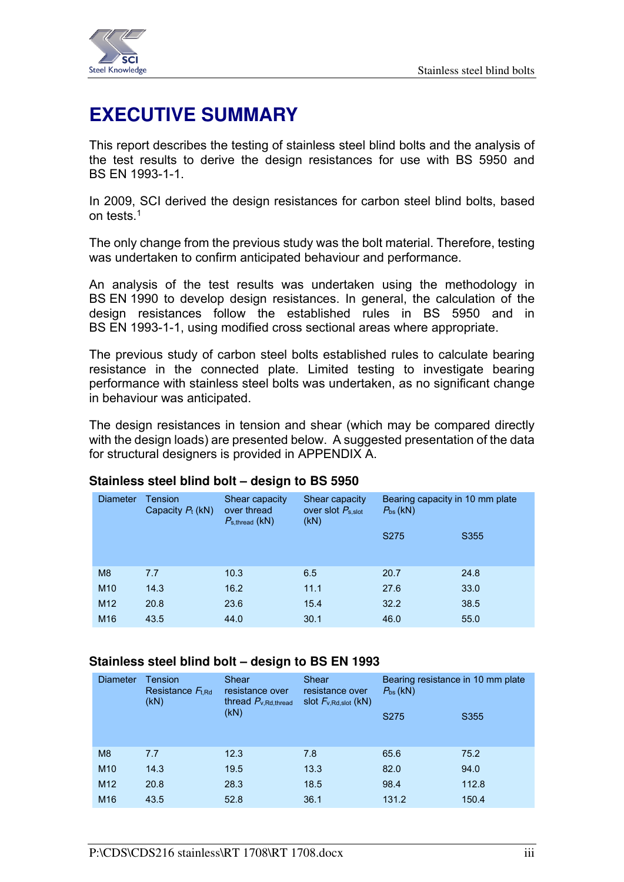# EXECUTIVE SUMMARY

This report describes the testing of stainless steel blind bolts and the analysis of the test results to derive the design resistances for use with BS 5950 and BS EN 1993-1-1.

In 2009, SCI derived the design resistances for carbon steel blind bolts, based on tests.[1]

The only change from the previous study was the bolt material. Therefore, testing was undertaken to confirm anticipated behaviour and performance.

An analysis of the test results was undertaken using the methodology in BS EN 1990 to develop design resistances. In general, the calculation of the design resistances follow the established rules in BS 5950 and in BS EN 1993-1-1, using modified cross sectional areas where appropriate.

The previous study of carbon steel bolts established rules to calculate bearing resistance in the connected plate. Limited testing to investigate bearing performance with stainless steel bolts was undertaken, as no significant change in behaviour was anticipated.

The design resistances in tension and shear (which may be compared directly with the design loads) are presented below. A suggested presentation of the data for structural designers is provided in APPENDIX A.

### Stainless steel blind bolt – design to BS 5950

| Diameter | Tension Capacity $P_t$ (kN) | Shear capacity over thread $P_{s,thread}$ (kN) | Shear capacity over slot $P_{s,slot}$ (kN) | Bearing capacity in 10 mm plate $P_{bs}$ (kN) | |
|---|---|---|---|---|---|
| | | | | S275 | S355 |
| M8 | 7.7 | 10.3 | 6.5 | 20.7 | 24.8 |
| M10 | 14.3 | 16.2 | 11.1 | 27.6 | 33.0 |
| M12 | 20.8 | 23.6 | 15.4 | 32.2 | 38.5 |
| M16 | 43.5 | 44.0 | 30.1 | 46.0 | 55.0 |

### Stainless steel blind bolt – design to BS EN 1993

| Diameter | Tension Resistance $F_{t,Rd}$ (kN) | Shear resistance over thread $P_{v,Rd,thread}$ (kN) | Shear resistance over slot $F_{v,Rd,slot}$ (kN) | Bearing resistance in 10 mm plate $P_{bs}$ (kN) | |
|---|---|---|---|---|---|
| | | | | S275 | S355 |
| M8 | 7.7 | 12.3 | 7.8 | 65.6 | 75.2 |
| M10 | 14.3 | 19.5 | 13.3 | 82.0 | 94.0 |
| M12 | 20.8 | 28.3 | 18.5 | 98.4 | 112.8 |
| M16 | 43.5 | 52.8 | 36.1 | 131.2 | 150.4 |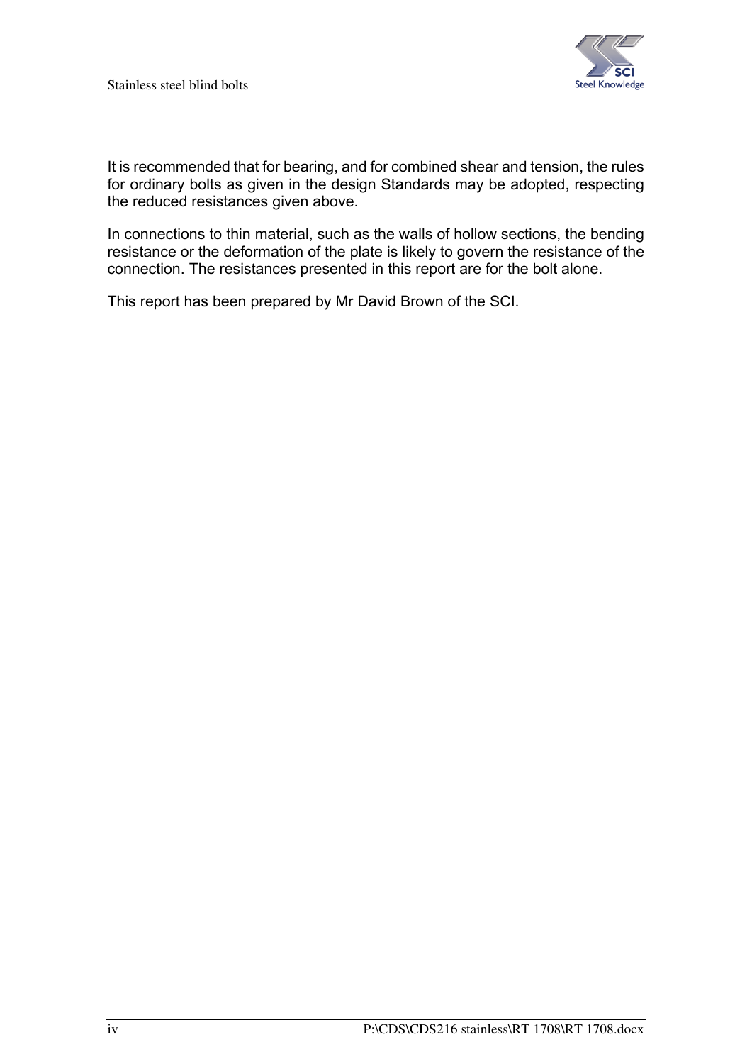It is recommended that for bearing, and for combined shear and tension, the rules for ordinary bolts as given in the design Standards may be adopted, respecting the reduced resistances given above.

In connections to thin material, such as the walls of hollow sections, the bending resistance or the deformation of the plate is likely to govern the resistance of the connection. The resistances presented in this report are for the bolt alone.

This report has been prepared by Mr David Brown of the SCI.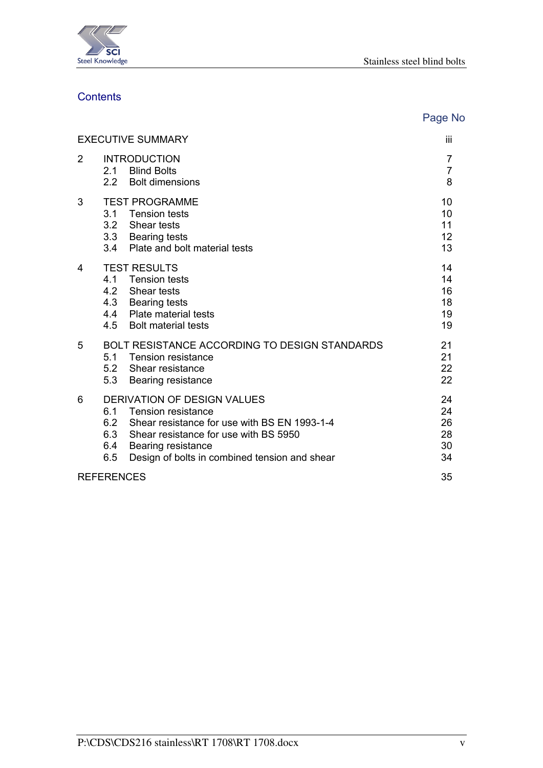## Contents

| | | Page No |
|---|---|---|
| EXECUTIVE SUMMARY | | iii |
| **2** | **INTRODUCTION** | **7** |
| | 2.1 Blind Bolts | 7 |
| | 2.2 Bolt dimensions | 8 |
| **3** | **TEST PROGRAMME** | **10** |
| | 3.1 Tension tests | 10 |
| | 3.2 Shear tests | 11 |
| | 3.3 Bearing tests | 12 |
| | 3.4 Plate and bolt material tests | 13 |
| **4** | **TEST RESULTS** | **14** |
| | 4.1 Tension tests | 14 |
| | 4.2 Shear tests | 16 |
| | 4.3 Bearing tests | 18 |
| | 4.4 Plate material tests | 19 |
| | 4.5 Bolt material tests | 19 |
| **5** | **BOLT RESISTANCE ACCORDING TO DESIGN STANDARDS** | **21** |
| | 5.1 Tension resistance | 21 |
| | 5.2 Shear resistance | 22 |
| | 5.3 Bearing resistance | 22 |
| **6** | **DERIVATION OF DESIGN VALUES** | **24** |
| | 6.1 Tension resistance | 24 |
| | 6.2 Shear resistance for use with BS EN 1993-1-4 | 26 |
| | 6.3 Shear resistance for use with BS 5950 | 28 |
| | 6.4 Bearing resistance | 30 |
| | 6.5 Design of bolts in combined tension and shear | 34 |
| REFERENCES | | 35 |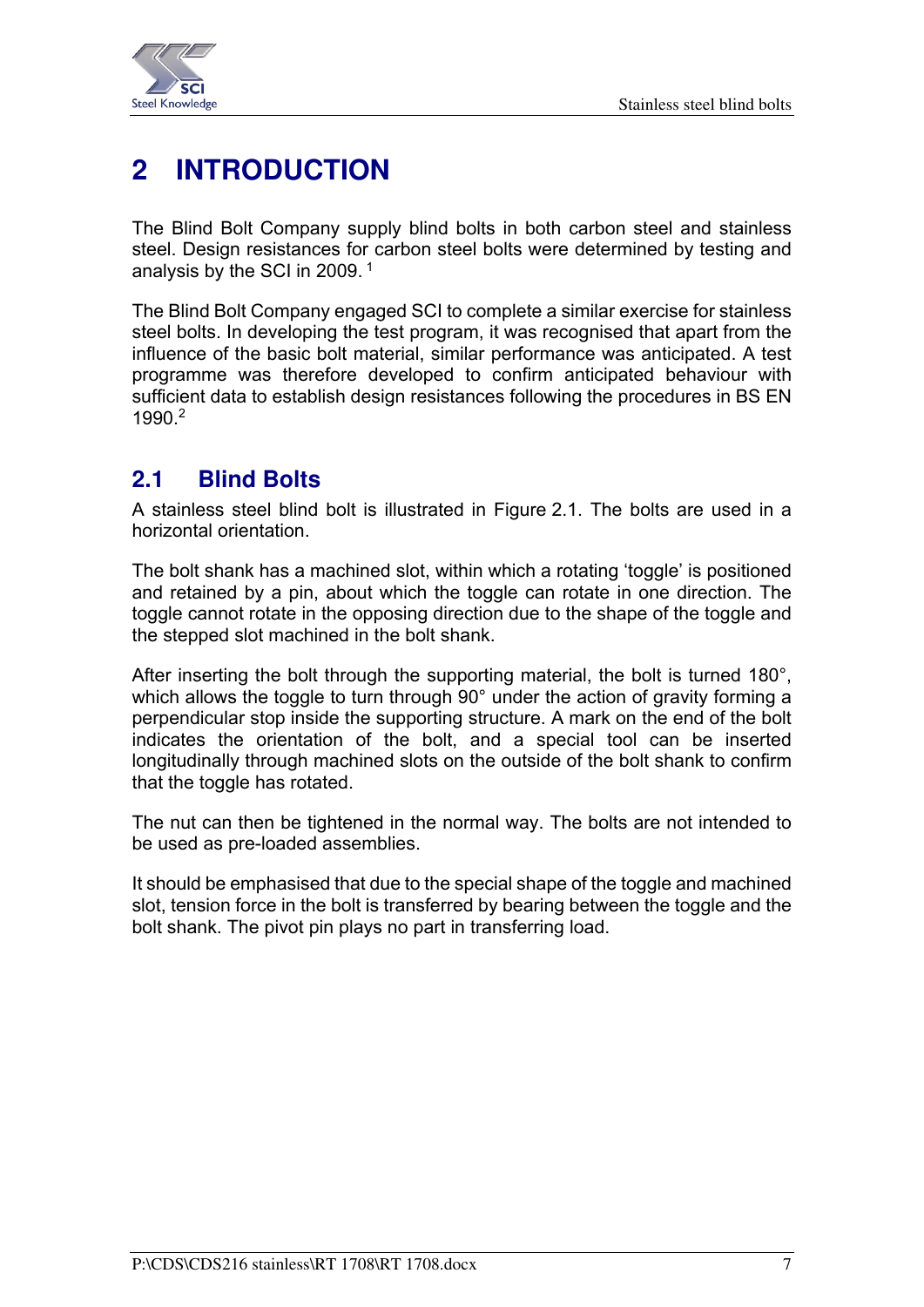# 2 INTRODUCTION

The Blind Bolt Company supply blind bolts in both carbon steel and stainless steel. Design resistances for carbon steel bolts were determined by testing and analysis by the SCI in 2009. [1]

The Blind Bolt Company engaged SCI to complete a similar exercise for stainless steel bolts. In developing the test program, it was recognised that apart from the influence of the basic bolt material, similar performance was anticipated. A test programme was therefore developed to confirm anticipated behaviour with sufficient data to establish design resistances following the procedures in BS EN 1990.[2]

## 2.1 Blind Bolts

A stainless steel blind bolt is illustrated in Figure 2.1. The bolts are used in a horizontal orientation.

The bolt shank has a machined slot, within which a rotating 'toggle' is positioned and retained by a pin, about which the toggle can rotate in one direction. The toggle cannot rotate in the opposing direction due to the shape of the toggle and the stepped slot machined in the bolt shank.

After inserting the bolt through the supporting material, the bolt is turned 180°, which allows the toggle to turn through 90° under the action of gravity forming a perpendicular stop inside the supporting structure. A mark on the end of the bolt indicates the orientation of the bolt, and a special tool can be inserted longitudinally through machined slots on the outside of the bolt shank to confirm that the toggle has rotated.

The nut can then be tightened in the normal way. The bolts are not intended to be used as pre-loaded assemblies.

It should be emphasised that due to the special shape of the toggle and machined slot, tension force in the bolt is transferred by bearing between the toggle and the bolt shank. The pivot pin plays no part in transferring load.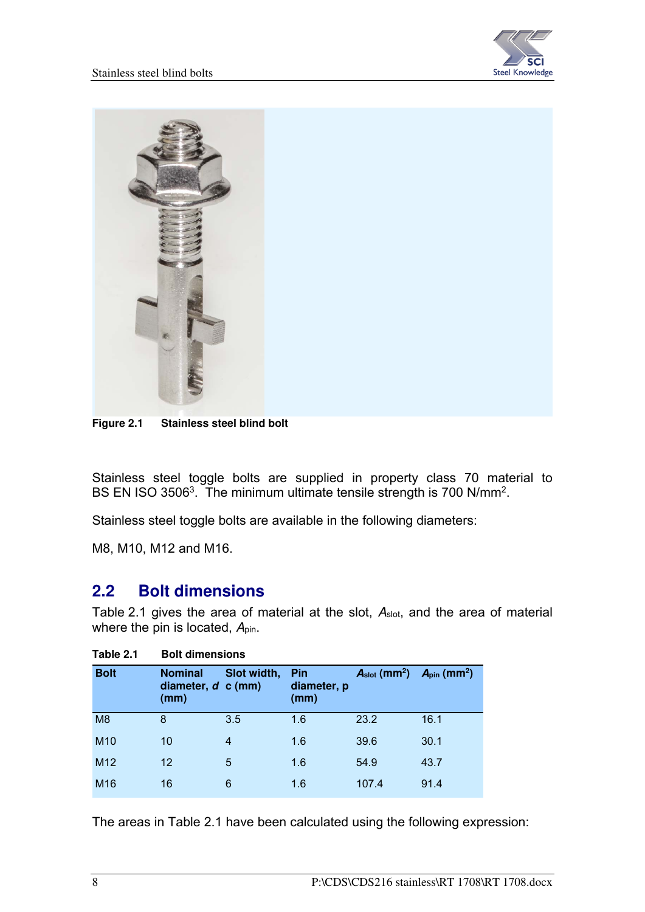Figure 2.1 Stainless steel blind bolt

Stainless steel toggle bolts are supplied in property class 70 material to BS EN ISO 3506[3]. The minimum ultimate tensile strength is 700 N/mm$^2$.

Stainless steel toggle bolts are available in the following diameters:

M8, M10, M12 and M16.

## 2.2 Bolt dimensions

Table 2.1 gives the area of material at the slot, $A_{slot}$, and the area of material where the pin is located, $A_{pin}$.

**Table 2.1 Bolt dimensions**

| Bolt | Nominal diameter, $d$ (mm) | Slot width, c (mm) | Pin diameter, p (mm) | $A_{slot}$ (mm$^2$) | $A_{pin}$ (mm$^2$) |
|---|---|---|---|---|---|
| M8 | 8 | 3.5 | 1.6 | 23.2 | 16.1 |
| M10 | 10 | 4 | 1.6 | 39.6 | 30.1 |
| M12 | 12 | 5 | 1.6 | 54.9 | 43.7 |
| M16 | 16 | 6 | 1.6 | 107.4 | 91.4 |

The areas in Table 2.1 have been calculated using the following expression: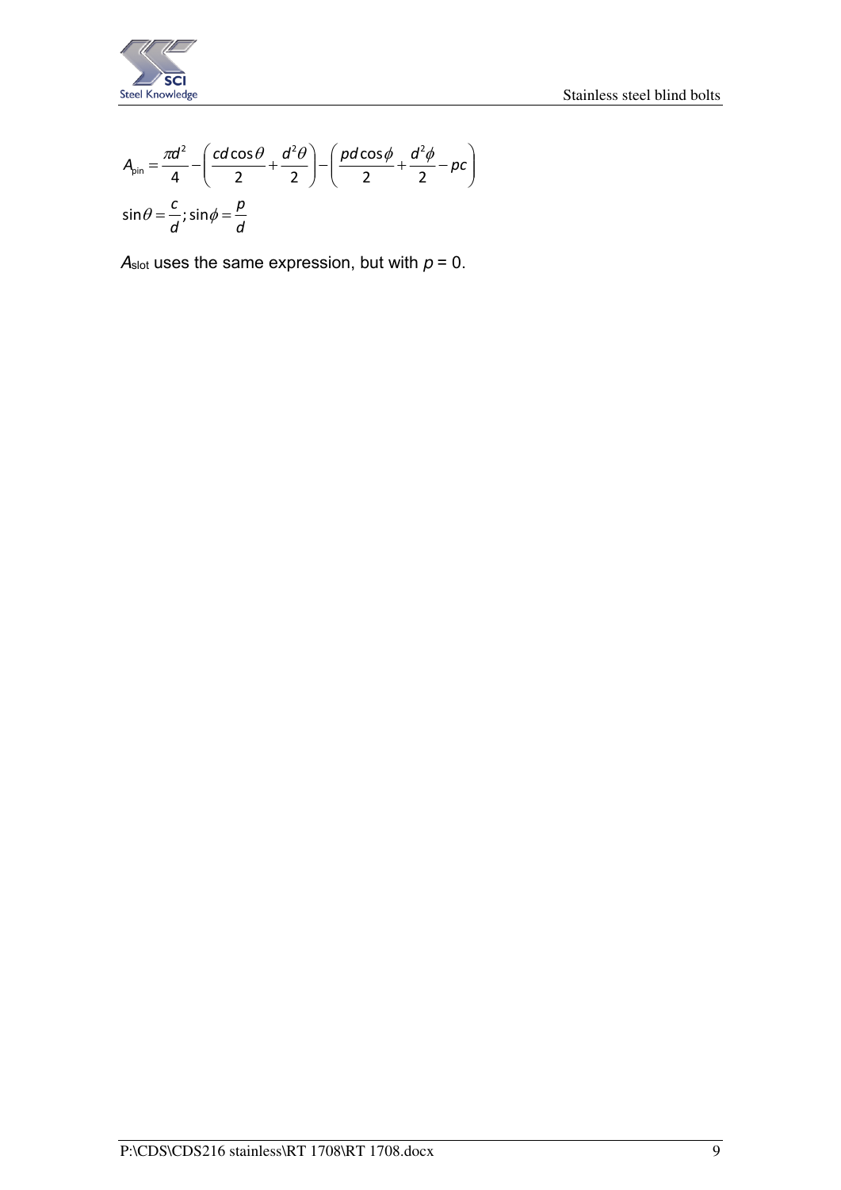$$A_{\text{pin}} = \frac{\pi d^2}{4} - \left( \frac{cd\cos\theta}{2} + \frac{d^2\theta}{2} \right) - \left( \frac{pd\cos\phi}{2} + \frac{d^2\phi}{2} - pc \right)$$

$$\sin\theta = \frac{c}{d};\ \sin\phi = \frac{p}{d}$$

$A_{\text{slot}}$ uses the same expression, but with $p = 0$.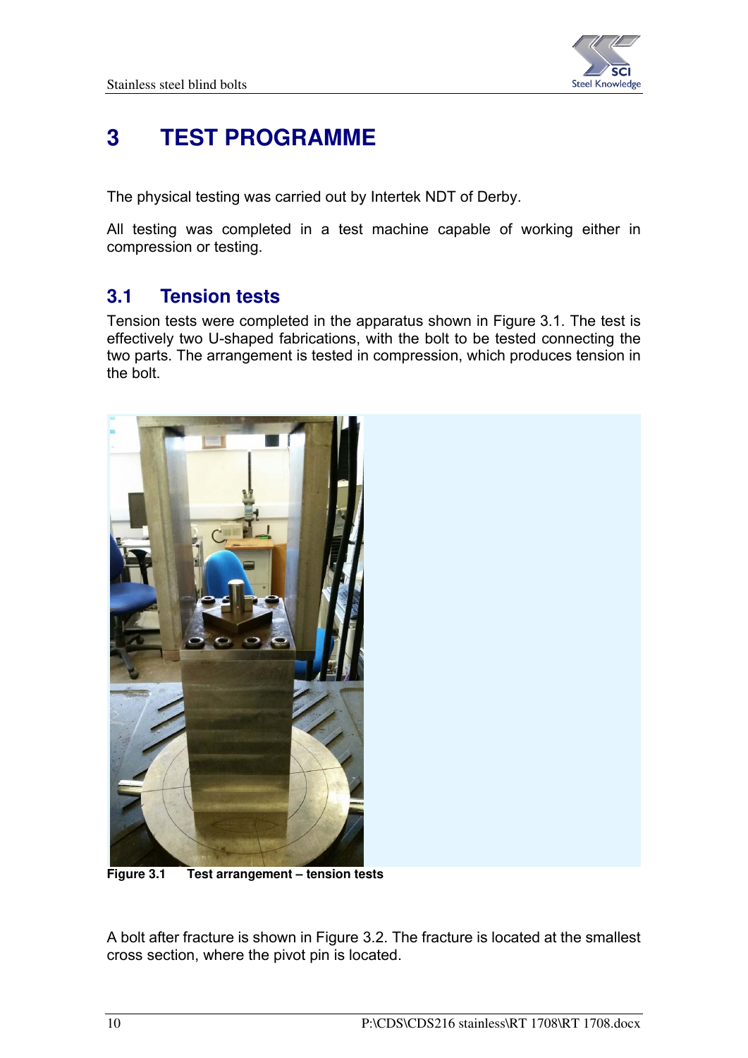# 3 TEST PROGRAMME

The physical testing was carried out by Intertek NDT of Derby.

All testing was completed in a test machine capable of working either in compression or testing.

## 3.1 Tension tests

Tension tests were completed in the apparatus shown in Figure 3.1. The test is effectively two U-shaped fabrications, with the bolt to be tested connecting the two parts. The arrangement is tested in compression, which produces tension in the bolt.

**Figure 3.1 Test arrangement – tension tests**

A bolt after fracture is shown in Figure 3.2. The fracture is located at the smallest cross section, where the pivot pin is located.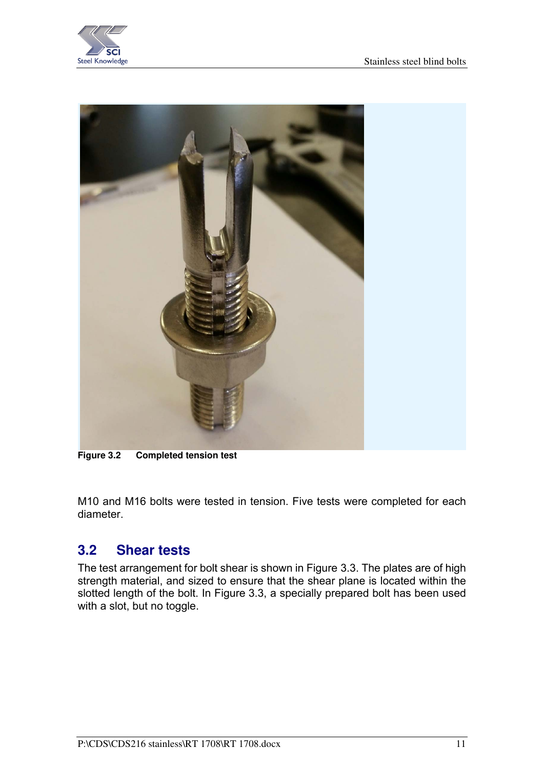Figure 3.2 Completed tension test

M10 and M16 bolts were tested in tension. Five tests were completed for each diameter.

## 3.2 Shear tests

The test arrangement for bolt shear is shown in Figure 3.3. The plates are of high strength material, and sized to ensure that the shear plane is located within the slotted length of the bolt. In Figure 3.3, a specially prepared bolt has been used with a slot, but no toggle.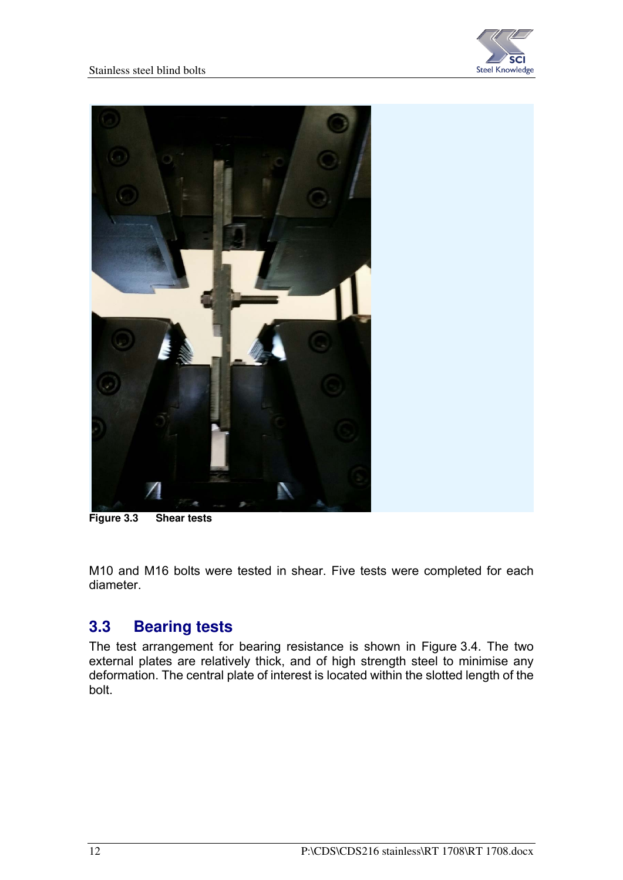Figure 3.3 Shear tests

M10 and M16 bolts were tested in shear. Five tests were completed for each diameter.

## 3.3 Bearing tests

The test arrangement for bearing resistance is shown in Figure 3.4. The two external plates are relatively thick, and of high strength steel to minimise any deformation. The central plate of interest is located within the slotted length of the bolt.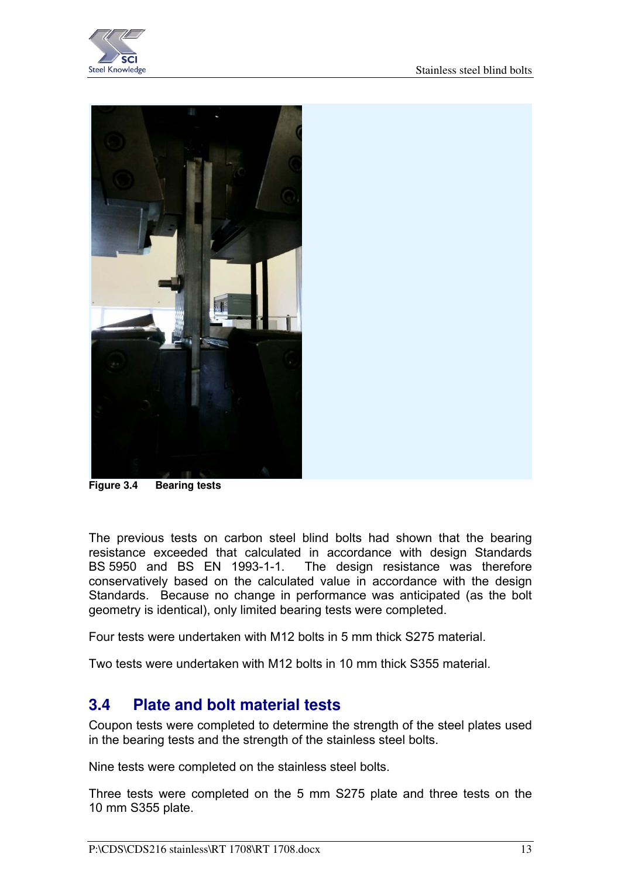Figure 3.4 Bearing tests

The previous tests on carbon steel blind bolts had shown that the bearing resistance exceeded that calculated in accordance with design Standards BS 5950 and BS EN 1993-1-1. The design resistance was therefore conservatively based on the calculated value in accordance with the design Standards. Because no change in performance was anticipated (as the bolt geometry is identical), only limited bearing tests were completed.

Four tests were undertaken with M12 bolts in 5 mm thick S275 material.

Two tests were undertaken with M12 bolts in 10 mm thick S355 material.

## 3.4 Plate and bolt material tests

Coupon tests were completed to determine the strength of the steel plates used in the bearing tests and the strength of the stainless steel bolts.

Nine tests were completed on the stainless steel bolts.

Three tests were completed on the 5 mm S275 plate and three tests on the 10 mm S355 plate.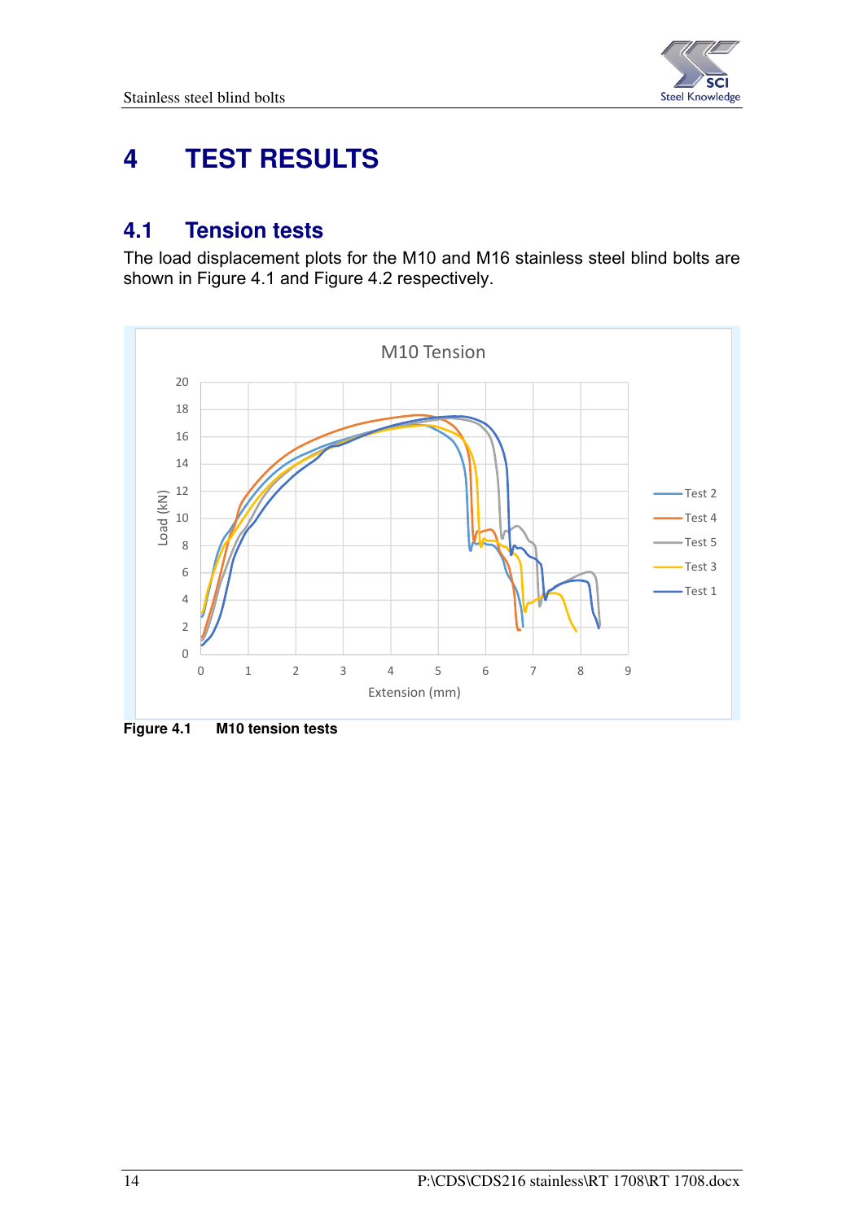# 4 TEST RESULTS

## 4.1 Tension tests

The load displacement plots for the M10 and M16 stainless steel blind bolts are shown in Figure 4.1 and Figure 4.2 respectively.

**Figure 4.1 M10 tension tests**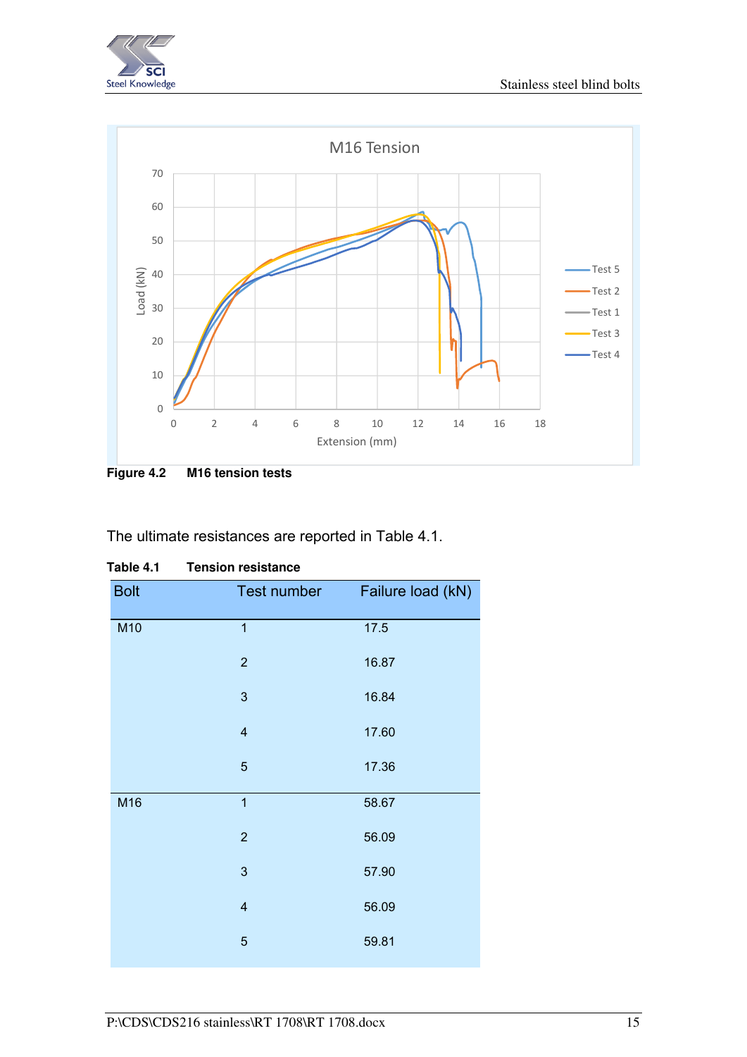**Figure 4.2 M16 tension tests**

The ultimate resistances are reported in Table 4.1.

**Table 4.1 Tension resistance**

| Bolt | Test number | Failure load (kN) |
|---|---|---|
| M10 | 1 | 17.5 |
| | 2 | 16.87 |
| | 3 | 16.84 |
| | 4 | 17.60 |
| | 5 | 17.36 |
| M16 | 1 | 58.67 |
| | 2 | 56.09 |
| | 3 | 57.90 |
| | 4 | 56.09 |
| | 5 | 59.81 |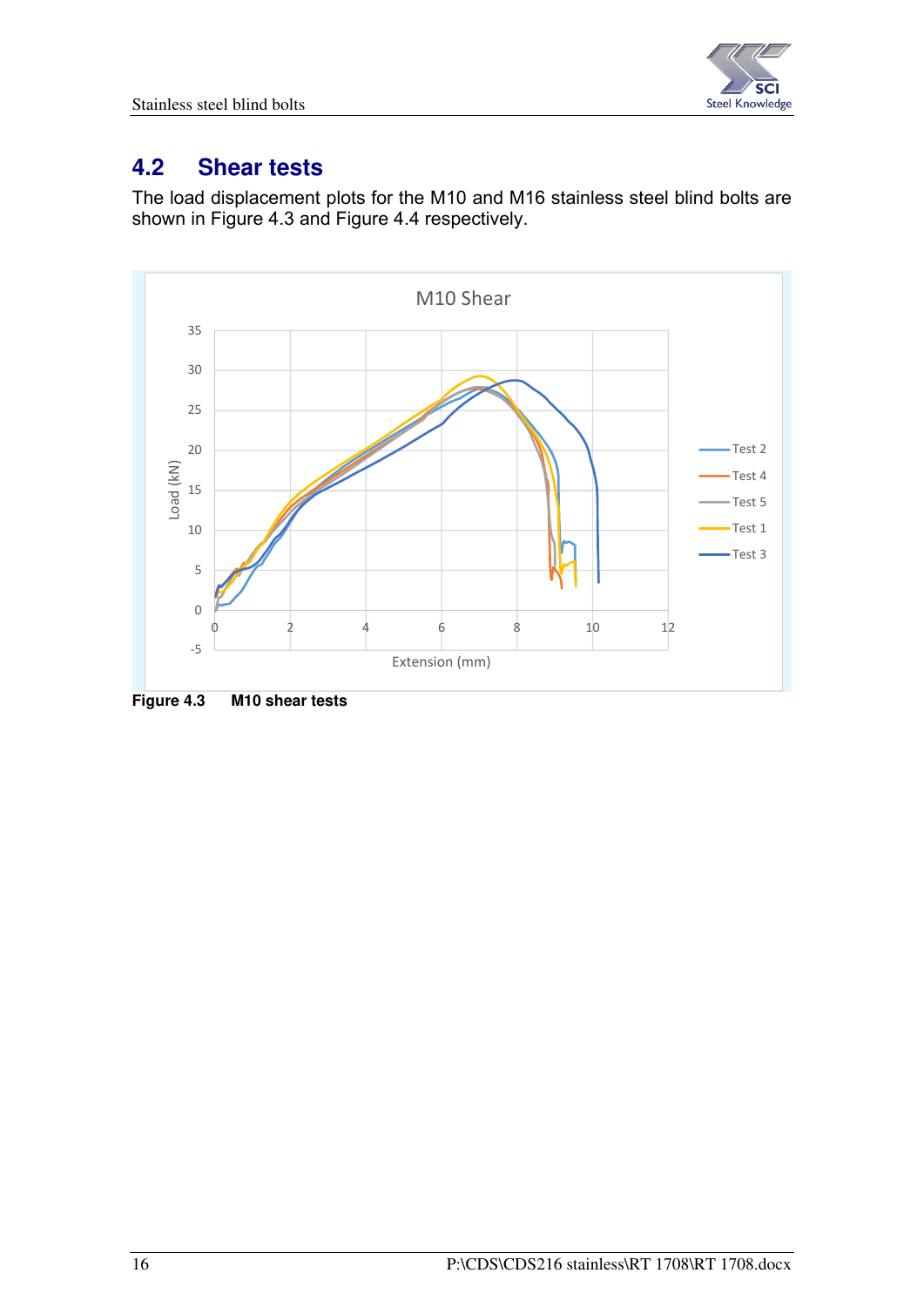## 4.2 Shear tests

The load displacement plots for the M10 and M16 stainless steel blind bolts are shown in Figure 4.3 and Figure 4.4 respectively.

**Figure 4.3 M10 shear tests**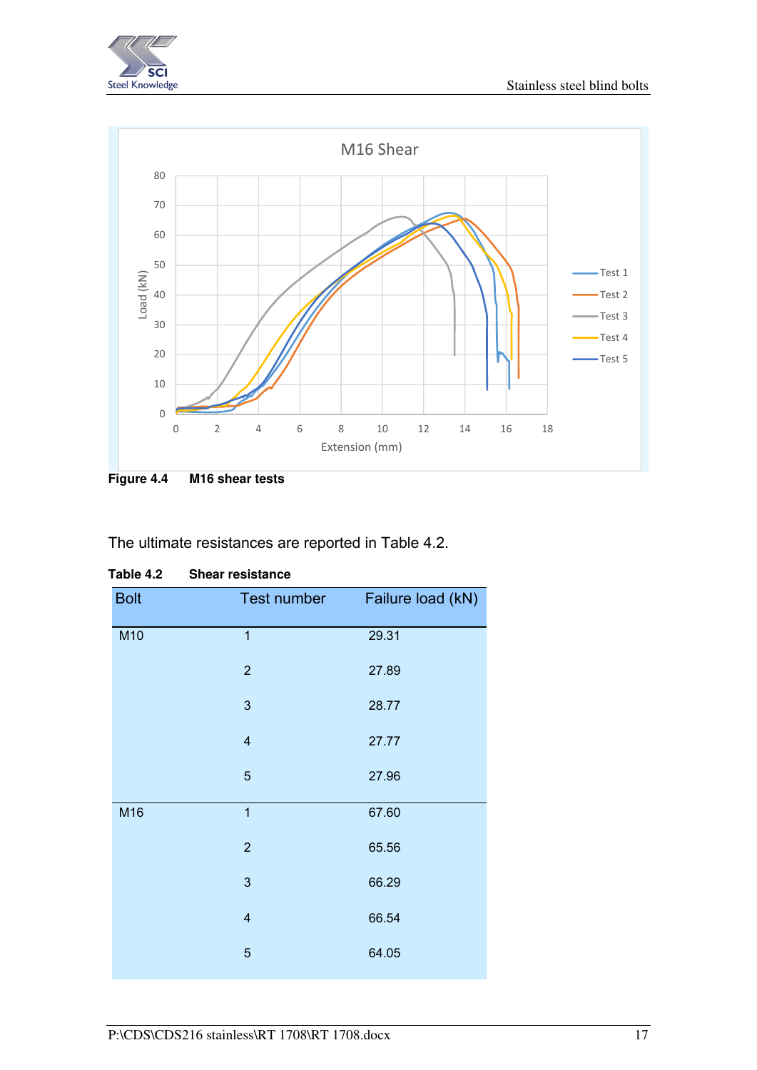**Figure 4.4 M16 shear tests**

The ultimate resistances are reported in Table 4.2.

**Table 4.2 Shear resistance**

| Bolt | Test number | Failure load (kN) |
|---|---|---|
| M10 | 1 | 29.31 |
| | 2 | 27.89 |
| | 3 | 28.77 |
| | 4 | 27.77 |
| | 5 | 27.96 |
| M16 | 1 | 67.60 |
| | 2 | 65.56 |
| | 3 | 66.29 |
| | 4 | 66.54 |
| | 5 | 64.05 |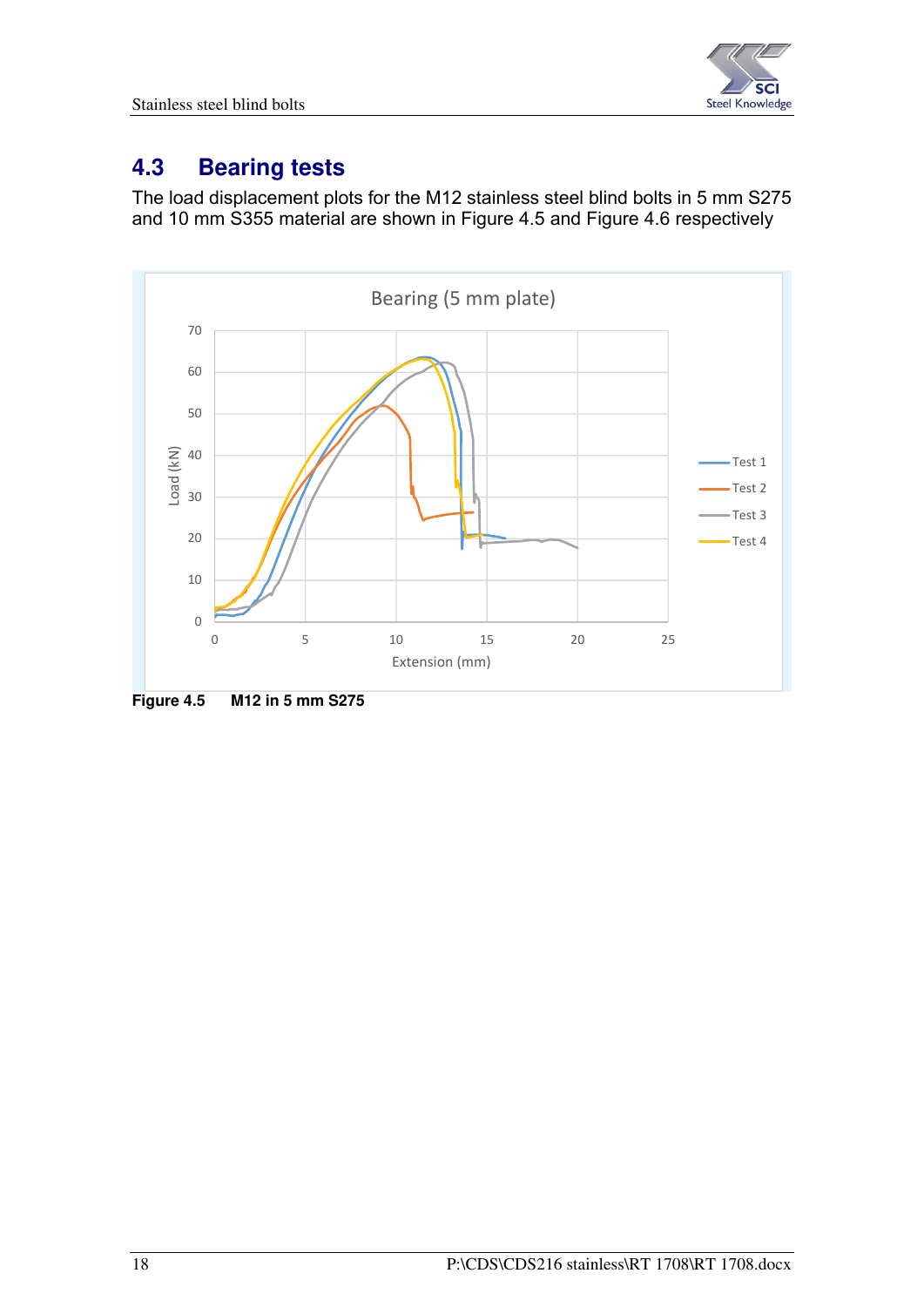## 4.3 Bearing tests

The load displacement plots for the M12 stainless steel blind bolts in 5 mm S275 and 10 mm S355 material are shown in Figure 4.5 and Figure 4.6 respectively

**Figure 4.5 M12 in 5 mm S275**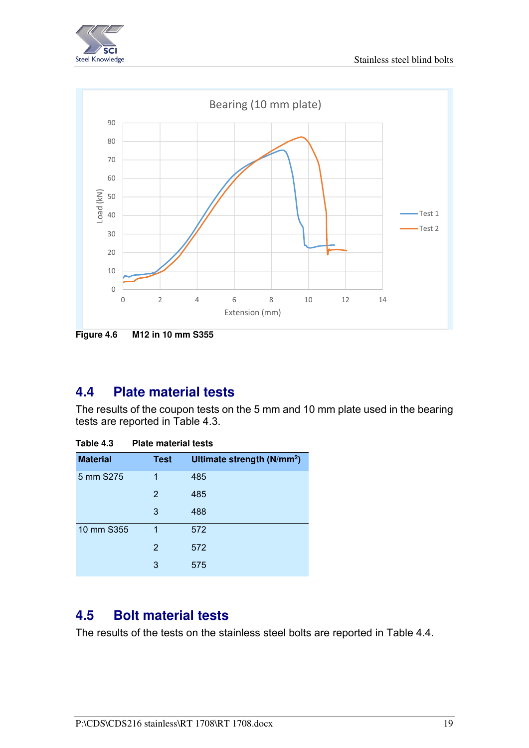Figure 4.6 M12 in 10 mm S355

## 4.4 Plate material tests

The results of the coupon tests on the 5 mm and 10 mm plate used in the bearing tests are reported in Table 4.3.

**Table 4.3 Plate material tests**

| Material | Test | Ultimate strength (N/mm$^2$) |
|---|---|---|
| 5 mm S275 | 1 | 485 |
| | 2 | 485 |
| | 3 | 488 |
| 10 mm S355 | 1 | 572 |
| | 2 | 572 |
| | 3 | 575 |

## 4.5 Bolt material tests

The results of the tests on the stainless steel bolts are reported in Table 4.4.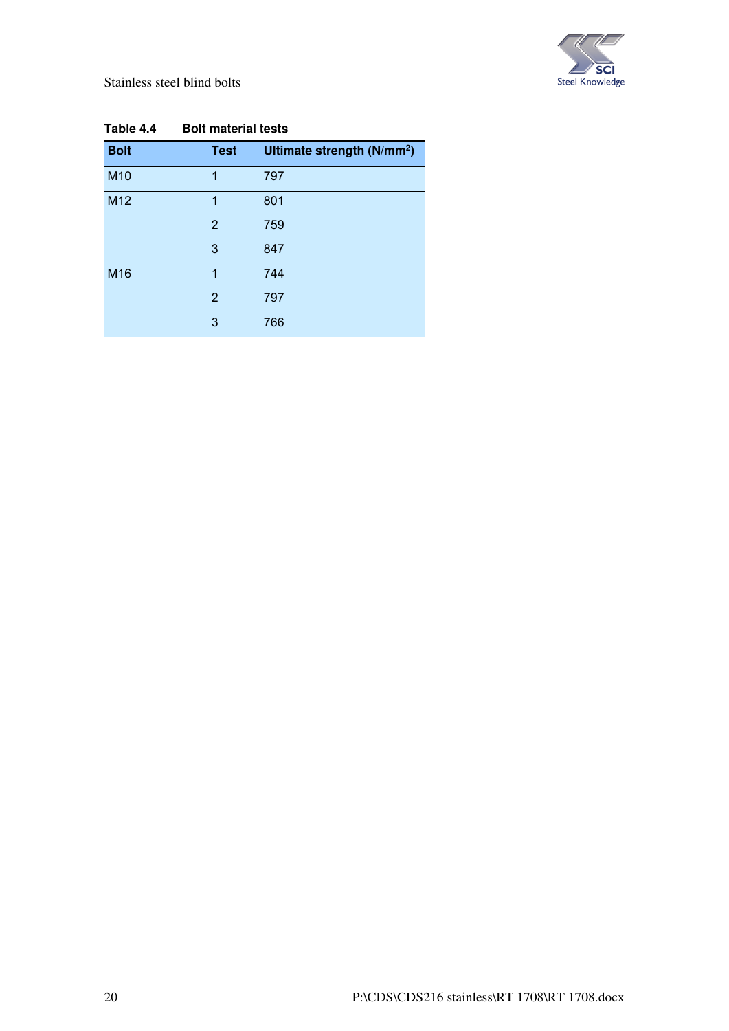**Table 4.4 Bolt material tests**

| Bolt | Test | Ultimate strength (N/mm$^2$) |
|---|---|---|
| M10 | 1 | 797 |
| M12 | 1 | 801 |
| | 2 | 759 |
| | 3 | 847 |
| M16 | 1 | 744 |
| | 2 | 797 |
| | 3 | 766 |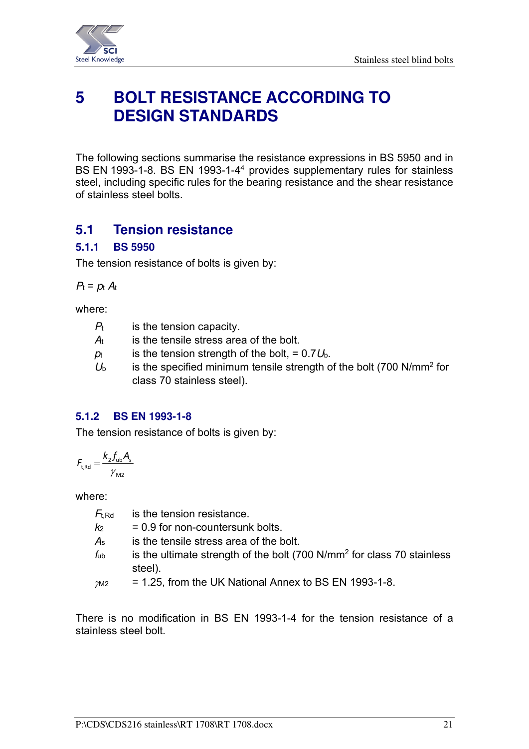# 5 BOLT RESISTANCE ACCORDING TO DESIGN STANDARDS

The following sections summarise the resistance expressions in BS 5950 and in BS EN 1993-1-8. BS EN 1993-1-4[4] provides supplementary rules for stainless steel, including specific rules for the bearing resistance and the shear resistance of stainless steel bolts.

## 5.1 Tension resistance

### 5.1.1 BS 5950

The tension resistance of bolts is given by:

$$P_t = p_t A_t$$

where:

- $P_t$ is the tension capacity.
- $A_t$ is the tensile stress area of the bolt.
- $p_t$ is the tension strength of the bolt, = $0.7U_b$.
- $U_b$ is the specified minimum tensile strength of the bolt (700 N/mm$^2$ for class 70 stainless steel).

### 5.1.2 BS EN 1993-1-8

The tension resistance of bolts is given by:

$$F_{t,Rd} = \frac{k_2 f_{ub} A_s}{\gamma_{M2}}$$

where:

- $F_{t,Rd}$ is the tension resistance.
- $k_2$ = 0.9 for non-countersunk bolts.
- $A_s$ is the tensile stress area of the bolt.
- $f_{ub}$ is the ultimate strength of the bolt (700 N/mm$^2$ for class 70 stainless steel).
- $\gamma_{M2}$ = 1.25, from the UK National Annex to BS EN 1993-1-8.

There is no modification in BS EN 1993-1-4 for the tension resistance of a stainless steel bolt.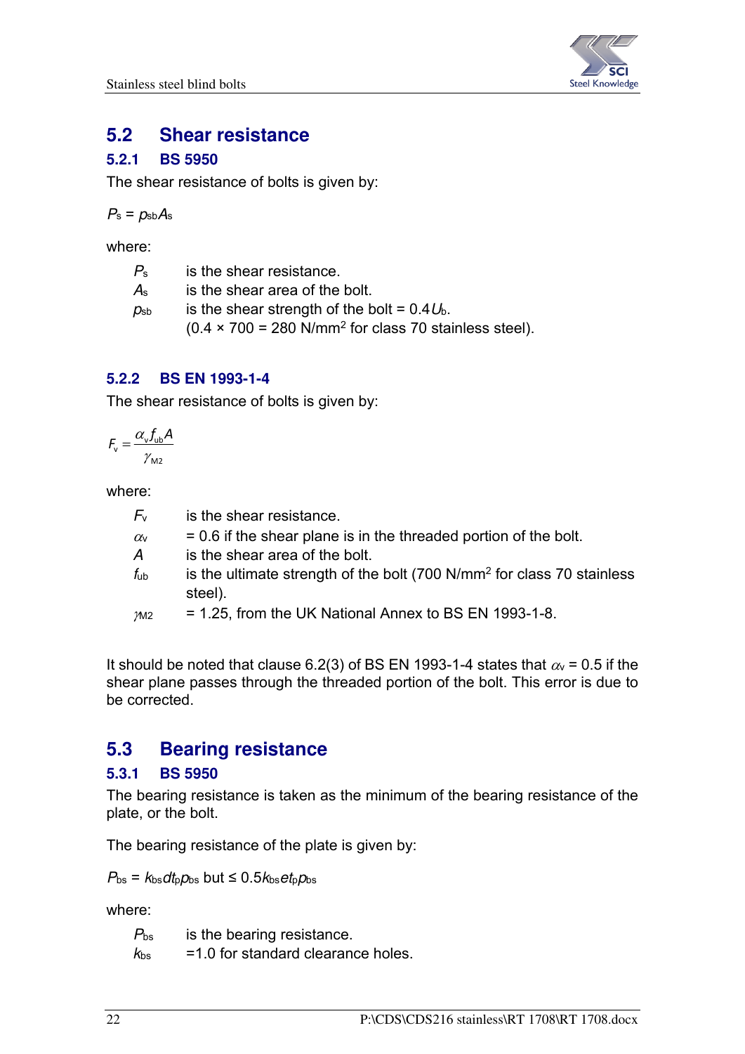## 5.2 Shear resistance

### 5.2.1 BS 5950

The shear resistance of bolts is given by:

$P_s = p_{sb}A_s$

where:

- $P_s$ is the shear resistance.
- $A_s$ is the shear area of the bolt.
- $p_{sb}$ is the shear strength of the bolt = $0.4U_b$.
  (0.4 × 700 = 280 N/mm$^2$ for class 70 stainless steel).

### 5.2.2 BS EN 1993-1-4

The shear resistance of bolts is given by:

$$F_v = \frac{\alpha_v f_{ub} A}{\gamma_{M2}}$$

where:

- $F_v$ is the shear resistance.
- $\alpha_v$ = 0.6 if the shear plane is in the threaded portion of the bolt.
- $A$ is the shear area of the bolt.
- $f_{ub}$ is the ultimate strength of the bolt (700 N/mm$^2$ for class 70 stainless steel).
- $\gamma_{M2}$ = 1.25, from the UK National Annex to BS EN 1993-1-8.

It should be noted that clause 6.2(3) of BS EN 1993-1-4 states that $\alpha_v$ = 0.5 if the shear plane passes through the threaded portion of the bolt. This error is due to be corrected.

## 5.3 Bearing resistance

### 5.3.1 BS 5950

The bearing resistance is taken as the minimum of the bearing resistance of the plate, or the bolt.

The bearing resistance of the plate is given by:

$P_{bs} = k_{bs}dt_p p_{bs}$ but $\leq 0.5k_{bs}et_p p_{bs}$

where:

- $P_{bs}$ is the bearing resistance.
- $k_{bs}$ =1.0 for standard clearance holes.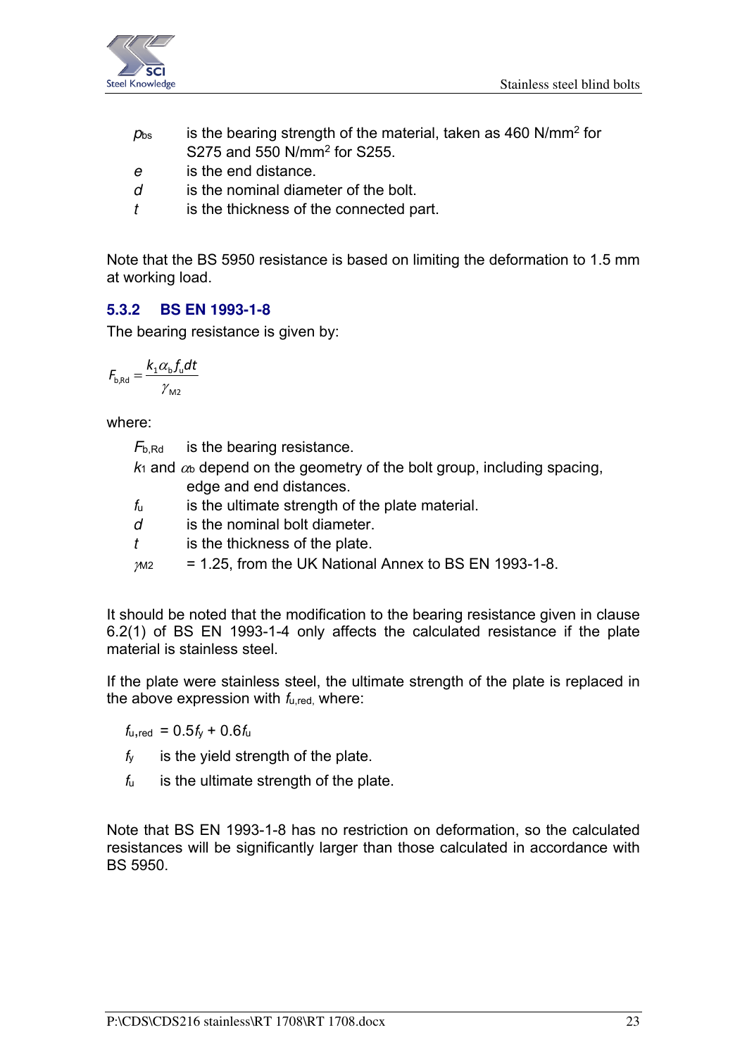$p_{bs}$ is the bearing strength of the material, taken as 460 N/mm$^2$ for S275 and 550 N/mm$^2$ for S255.

$e$ is the end distance.

$d$ is the nominal diameter of the bolt.

$t$ is the thickness of the connected part.

Note that the BS 5950 resistance is based on limiting the deformation to 1.5 mm at working load.

### 5.3.2 BS EN 1993-1-8

The bearing resistance is given by:

$$F_{b,Rd} = \frac{k_1 \alpha_b f_u d t}{\gamma_{M2}}$$

where:

$F_{b,Rd}$ is the bearing resistance.

$k_1$ and $\alpha_b$ depend on the geometry of the bolt group, including spacing, edge and end distances.

$f_u$ is the ultimate strength of the plate material.

$d$ is the nominal bolt diameter.

$t$ is the thickness of the plate.

$\gamma_{M2}$ = 1.25, from the UK National Annex to BS EN 1993-1-8.

It should be noted that the modification to the bearing resistance given in clause 6.2(1) of BS EN 1993-1-4 only affects the calculated resistance if the plate material is stainless steel.

If the plate were stainless steel, the ultimate strength of the plate is replaced in the above expression with $f_{u,red}$, where:

$f_{u,red} = 0.5 f_y + 0.6 f_u$

$f_y$ is the yield strength of the plate.

$f_u$ is the ultimate strength of the plate.

Note that BS EN 1993-1-8 has no restriction on deformation, so the calculated resistances will be significantly larger than those calculated in accordance with BS 5950.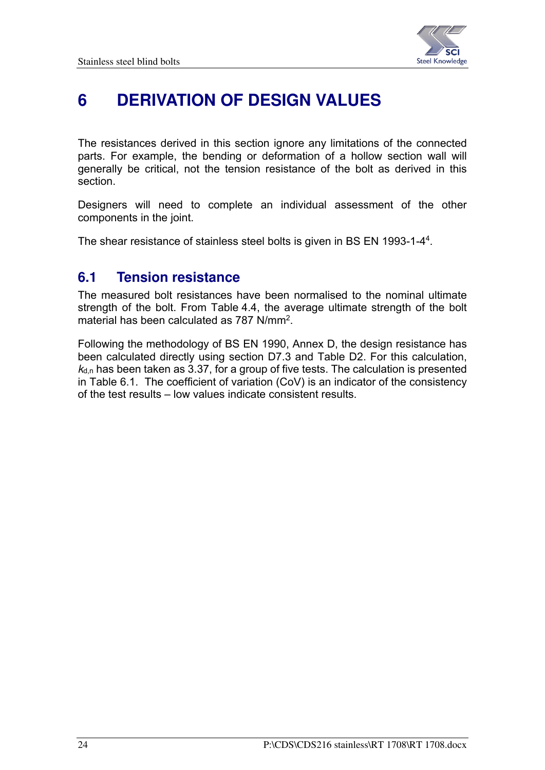# 6 DERIVATION OF DESIGN VALUES

The resistances derived in this section ignore any limitations of the connected parts. For example, the bending or deformation of a hollow section wall will generally be critical, not the tension resistance of the bolt as derived in this section.

Designers will need to complete an individual assessment of the other components in the joint.

The shear resistance of stainless steel bolts is given in BS EN 1993-1-4[4].

## 6.1 Tension resistance

The measured bolt resistances have been normalised to the nominal ultimate strength of the bolt. From Table 4.4, the average ultimate strength of the bolt material has been calculated as 787 N/mm$^2$.

Following the methodology of BS EN 1990, Annex D, the design resistance has been calculated directly using section D7.3 and Table D2. For this calculation, $k_{d,n}$ has been taken as 3.37, for a group of five tests. The calculation is presented in Table 6.1. The coefficient of variation (CoV) is an indicator of the consistency of the test results – low values indicate consistent results.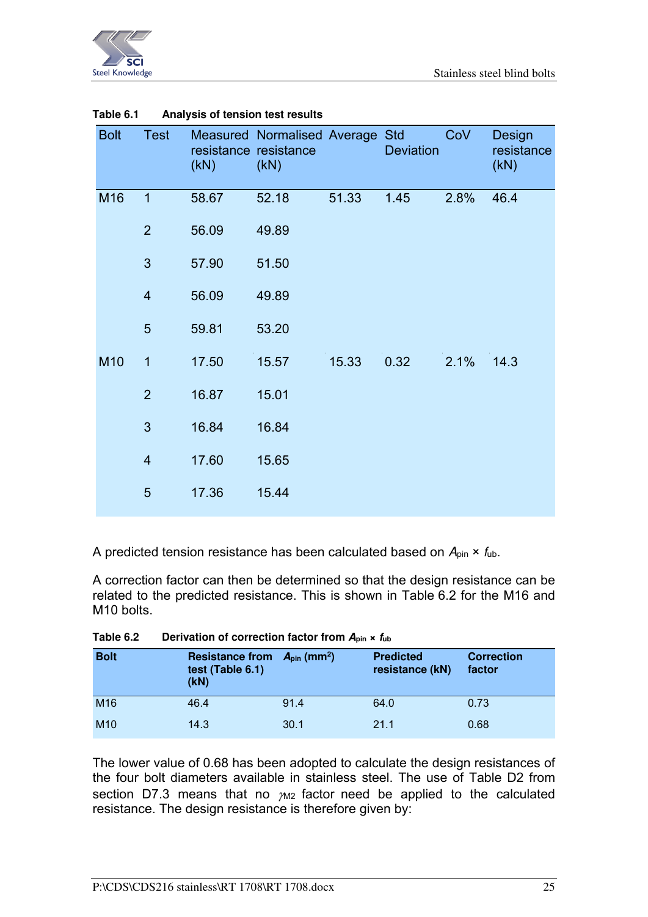**Table 6.1 Analysis of tension test results**

| Bolt | Test | Measured resistance (kN) | Normalised resistance (kN) | Average | Std Deviation | CoV | Design resistance (kN) |
|---|---|---|---|---|---|---|---|
| M16 | 1 | 58.67 | 52.18 | 51.33 | 1.45 | 2.8% | 46.4 |
| | 2 | 56.09 | 49.89 | | | | |
| | 3 | 57.90 | 51.50 | | | | |
| | 4 | 56.09 | 49.89 | | | | |
| | 5 | 59.81 | 53.20 | | | | |
| M10 | 1 | 17.50 | 15.57 | 15.33 | 0.32 | 2.1% | 14.3 |
| | 2 | 16.87 | 15.01 | | | | |
| | 3 | 16.84 | 16.84 | | | | |
| | 4 | 17.60 | 15.65 | | | | |
| | 5 | 17.36 | 15.44 | | | | |

A predicted tension resistance has been calculated based on $A_{pin} \times f_{ub}$.

A correction factor can then be determined so that the design resistance can be related to the predicted resistance. This is shown in Table 6.2 for the M16 and M10 bolts.

**Table 6.2 Derivation of correction factor from $A_{pin} \times f_{ub}$**

| Bolt | Resistance from test (Table 6.1) (kN) | $A_{pin}$ (mm$^2$) | Predicted resistance (kN) | Correction factor |
|---|---|---|---|---|
| M16 | 46.4 | 91.4 | 64.0 | 0.73 |
| M10 | 14.3 | 30.1 | 21.1 | 0.68 |

The lower value of 0.68 has been adopted to calculate the design resistances of the four bolt diameters available in stainless steel. The use of Table D2 from section D7.3 means that no $\gamma_{M2}$ factor need be applied to the calculated resistance. The design resistance is therefore given by: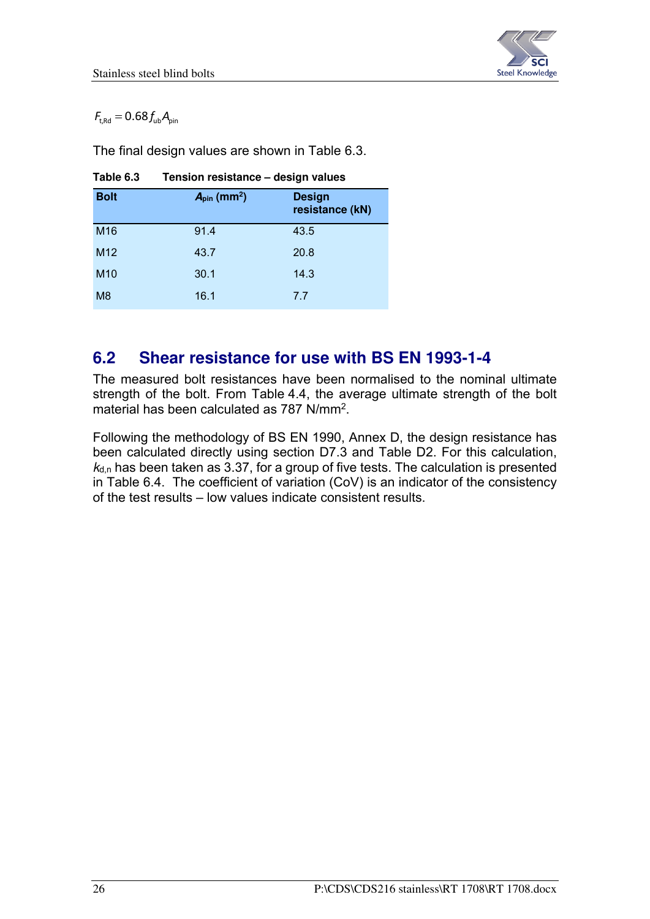$$F_{t,Rd} = 0.68 f_{ub} A_{pin}$$

The final design values are shown in Table 6.3.

**Table 6.3 Tension resistance – design values**

| Bolt | $A_{pin}$ (mm$^2$) | Design resistance (kN) |
|---|---|---|
| M16 | 91.4 | 43.5 |
| M12 | 43.7 | 20.8 |
| M10 | 30.1 | 14.3 |
| M8 | 16.1 | 7.7 |

## 6.2 Shear resistance for use with BS EN 1993-1-4

The measured bolt resistances have been normalised to the nominal ultimate strength of the bolt. From Table 4.4, the average ultimate strength of the bolt material has been calculated as 787 N/mm$^2$.

Following the methodology of BS EN 1990, Annex D, the design resistance has been calculated directly using section D7.3 and Table D2. For this calculation, $k_{d,n}$ has been taken as 3.37, for a group of five tests. The calculation is presented in Table 6.4. The coefficient of variation (CoV) is an indicator of the consistency of the test results – low values indicate consistent results.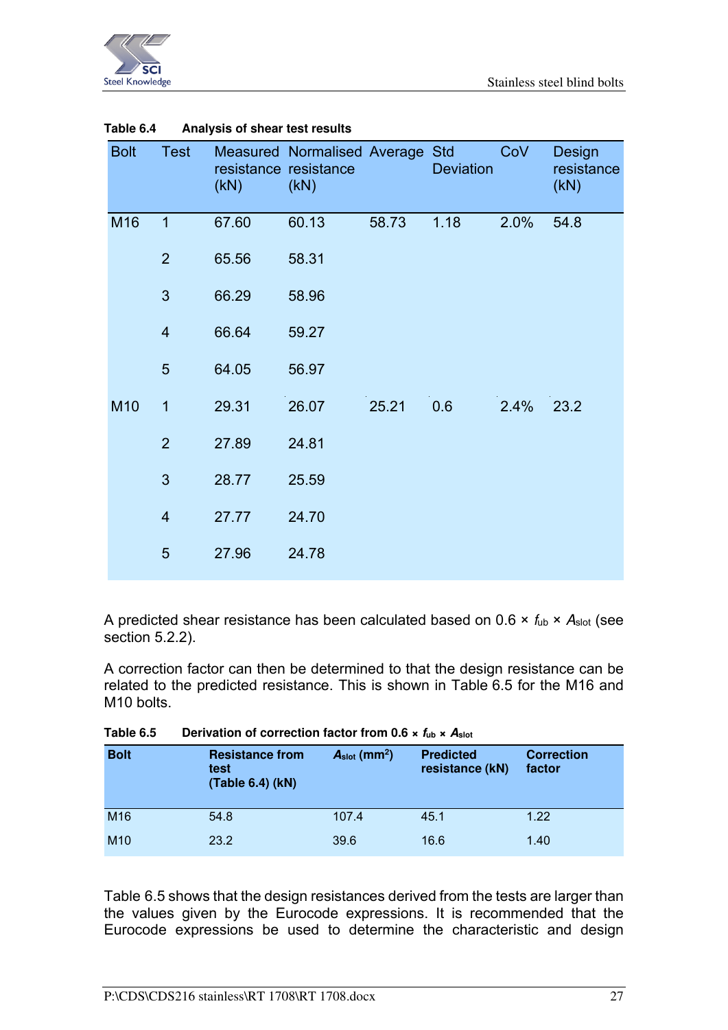**Table 6.4 Analysis of shear test results**

| Bolt | Test | Measured resistance (kN) | Normalised resistance (kN) | Average | Std Deviation | CoV | Design resistance (kN) |
|---|---|---|---|---|---|---|---|
| M16 | 1 | 67.60 | 60.13 | 58.73 | 1.18 | 2.0% | 54.8 |
| | 2 | 65.56 | 58.31 | | | | |
| | 3 | 66.29 | 58.96 | | | | |
| | 4 | 66.64 | 59.27 | | | | |
| | 5 | 64.05 | 56.97 | | | | |
| M10 | 1 | 29.31 | 26.07 | 25.21 | 0.6 | 2.4% | 23.2 |
| | 2 | 27.89 | 24.81 | | | | |
| | 3 | 28.77 | 25.59 | | | | |
| | 4 | 27.77 | 24.70 | | | | |
| | 5 | 27.96 | 24.78 | | | | |

A predicted shear resistance has been calculated based on $0.6 \times f_{ub} \times A_{slot}$ (see section 5.2.2).

A correction factor can then be determined to that the design resistance can be related to the predicted resistance. This is shown in Table 6.5 for the M16 and M10 bolts.

**Table 6.5 Derivation of correction factor from $0.6 \times f_{ub} \times A_{slot}$**

| Bolt | Resistance from test (Table 6.4) (kN) | $A_{slot}$ ($mm^2$) | Predicted resistance (kN) | Correction factor |
|---|---|---|---|---|
| M16 | 54.8 | 107.4 | 45.1 | 1.22 |
| M10 | 23.2 | 39.6 | 16.6 | 1.40 |

Table 6.5 shows that the design resistances derived from the tests are larger than the values given by the Eurocode expressions. It is recommended that the Eurocode expressions be used to determine the characteristic and design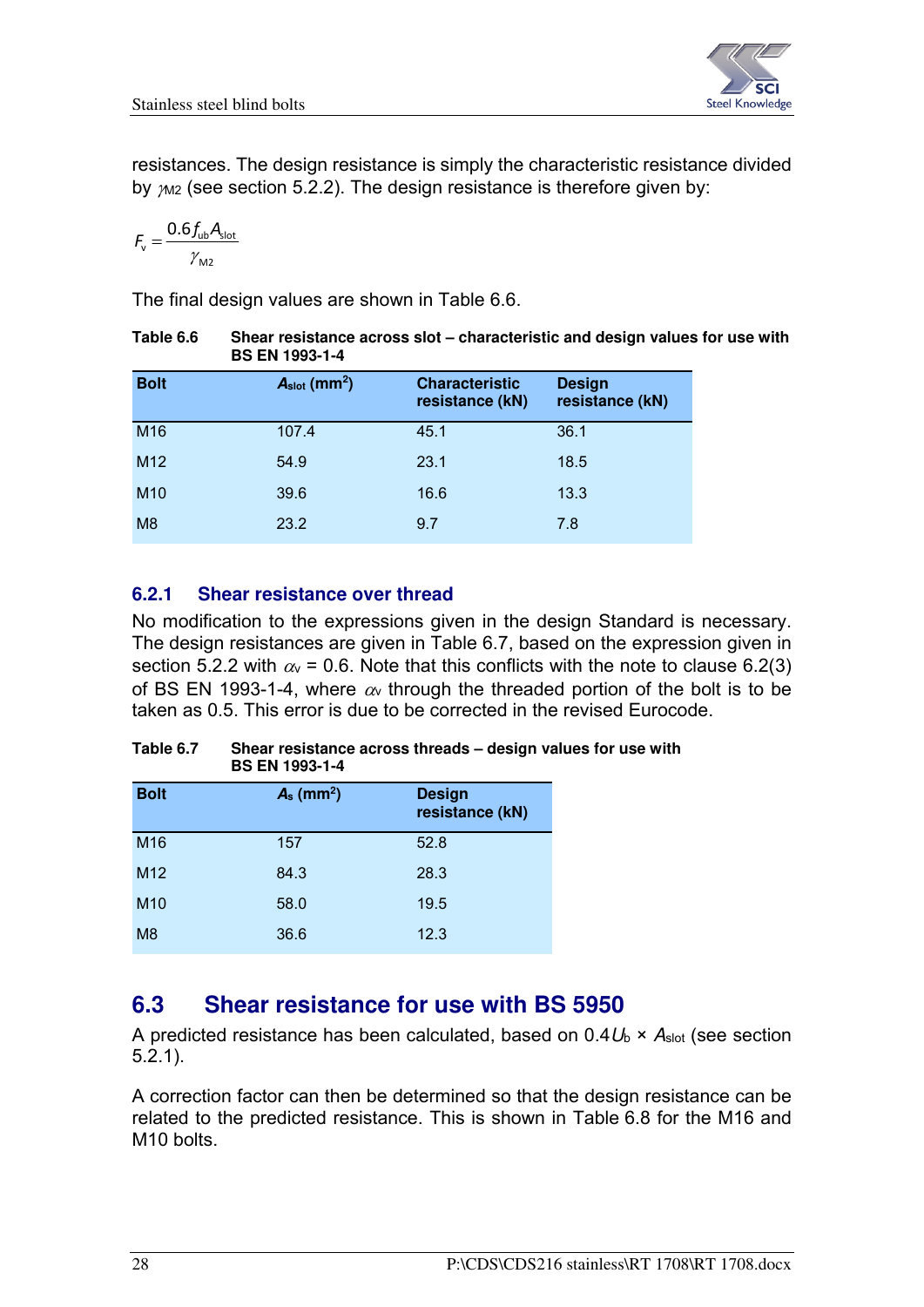resistances. The design resistance is simply the characteristic resistance divided by $\gamma_{M2}$ (see section 5.2.2). The design resistance is therefore given by:

$$F_v = \frac{0.6 f_{ub} A_{slot}}{\gamma_{M2}}$$

The final design values are shown in Table 6.6.

**Table 6.6 Shear resistance across slot – characteristic and design values for use with BS EN 1993-1-4**

| Bolt | $A_{slot}$ (mm$^2$) | Characteristic resistance (kN) | Design resistance (kN) |
|---|---|---|---|
| M16 | 107.4 | 45.1 | 36.1 |
| M12 | 54.9 | 23.1 | 18.5 |
| M10 | 39.6 | 16.6 | 13.3 |
| M8 | 23.2 | 9.7 | 7.8 |

### 6.2.1 Shear resistance over thread

No modification to the expressions given in the design Standard is necessary. The design resistances are given in Table 6.7, based on the expression given in section 5.2.2 with $\alpha_v = 0.6$. Note that this conflicts with the note to clause 6.2(3) of BS EN 1993-1-4, where $\alpha_v$ through the threaded portion of the bolt is to be taken as 0.5. This error is due to be corrected in the revised Eurocode.

**Table 6.7 Shear resistance across threads – design values for use with BS EN 1993-1-4**

| Bolt | $A_s$ (mm$^2$) | Design resistance (kN) |
|---|---|---|
| M16 | 157 | 52.8 |
| M12 | 84.3 | 28.3 |
| M10 | 58.0 | 19.5 |
| M8 | 36.6 | 12.3 |

## 6.3 Shear resistance for use with BS 5950

A predicted resistance has been calculated, based on $0.4U_b \times A_{slot}$ (see section 5.2.1).

A correction factor can then be determined so that the design resistance can be related to the predicted resistance. This is shown in Table 6.8 for the M16 and M10 bolts.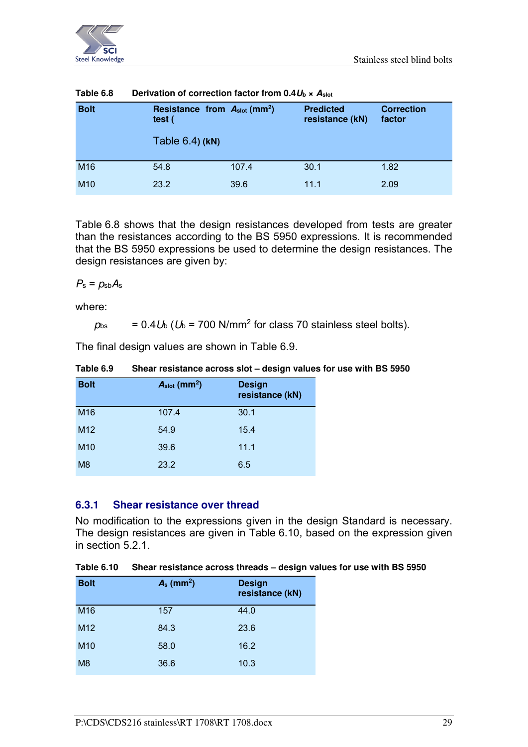Table 6.8 Derivation of correction factor from $0.4U_b \times A_{slot}$

| Bolt | Resistance from test (Table 6.4) (kN) | $A_{slot}$ (mm$^2$) | Predicted resistance (kN) | Correction factor |
|---|---|---|---|---|
| M16 | 54.8 | 107.4 | 30.1 | 1.82 |
| M10 | 23.2 | 39.6 | 11.1 | 2.09 |

Table 6.8 shows that the design resistances developed from tests are greater than the resistances according to the BS 5950 expressions. It is recommended that the BS 5950 expressions be used to determine the design resistances. The design resistances are given by:

$P_s = p_{sb}A_s$

where:

$p_{bs}$ $= 0.4U_b$ ($U_b$ = 700 N/mm$^2$ for class 70 stainless steel bolts).

The final design values are shown in Table 6.9.

Table 6.9 Shear resistance across slot – design values for use with BS 5950

| Bolt | $A_{slot}$ (mm$^2$) | Design resistance (kN) |
|---|---|---|
| M16 | 107.4 | 30.1 |
| M12 | 54.9 | 15.4 |
| M10 | 39.6 | 11.1 |
| M8 | 23.2 | 6.5 |

### 6.3.1 Shear resistance over thread

No modification to the expressions given in the design Standard is necessary. The design resistances are given in Table 6.10, based on the expression given in section 5.2.1.

Table 6.10 Shear resistance across threads – design values for use with BS 5950

| Bolt | $A_s$ (mm$^2$) | Design resistance (kN) |
|---|---|---|
| M16 | 157 | 44.0 |
| M12 | 84.3 | 23.6 |
| M10 | 58.0 | 16.2 |
| M8 | 36.6 | 10.3 |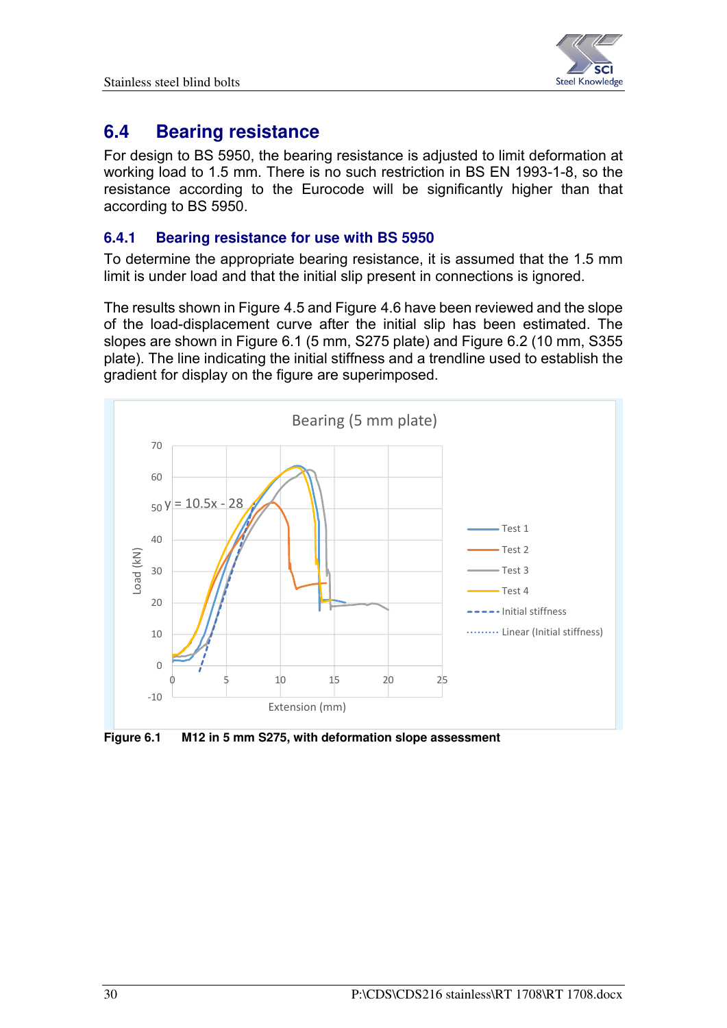## 6.4 Bearing resistance

For design to BS 5950, the bearing resistance is adjusted to limit deformation at working load to 1.5 mm. There is no such restriction in BS EN 1993-1-8, so the resistance according to the Eurocode will be significantly higher than that according to BS 5950.

### 6.4.1 Bearing resistance for use with BS 5950

To determine the appropriate bearing resistance, it is assumed that the 1.5 mm limit is under load and that the initial slip present in connections is ignored.

The results shown in Figure 4.5 and Figure 4.6 have been reviewed and the slope of the load-displacement curve after the initial slip has been estimated. The slopes are shown in Figure 6.1 (5 mm, S275 plate) and Figure 6.2 (10 mm, S355 plate). The line indicating the initial stiffness and a trendline used to establish the gradient for display on the figure are superimposed.

**Figure 6.1** M12 in 5 mm S275, with deformation slope assessment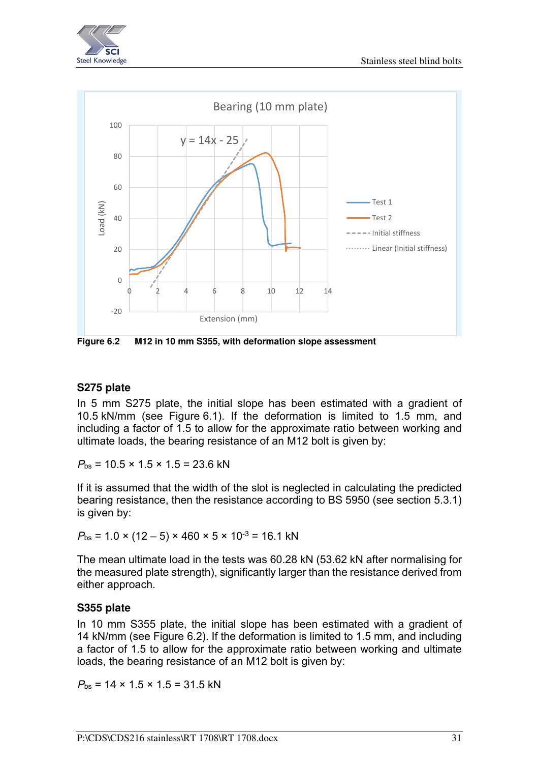**Figure 6.2 M12 in 10 mm S355, with deformation slope assessment**

### S275 plate

In 5 mm S275 plate, the initial slope has been estimated with a gradient of 10.5 kN/mm (see Figure 6.1). If the deformation is limited to 1.5 mm, and including a factor of 1.5 to allow for the approximate ratio between working and ultimate loads, the bearing resistance of an M12 bolt is given by:

$P_{bs}$ = 10.5 × 1.5 × 1.5 = 23.6 kN

If it is assumed that the width of the slot is neglected in calculating the predicted bearing resistance, then the resistance according to BS 5950 (see section 5.3.1) is given by:

$P_{bs}$ = 1.0 × (12 – 5) × 460 × 5 × $10^{-3}$ = 16.1 kN

The mean ultimate load in the tests was 60.28 kN (53.62 kN after normalising for the measured plate strength), significantly larger than the resistance derived from either approach.

### S355 plate

In 10 mm S355 plate, the initial slope has been estimated with a gradient of 14 kN/mm (see Figure 6.2). If the deformation is limited to 1.5 mm, and including a factor of 1.5 to allow for the approximate ratio between working and ultimate loads, the bearing resistance of an M12 bolt is given by:

$P_{bs}$ = 14 × 1.5 × 1.5 = 31.5 kN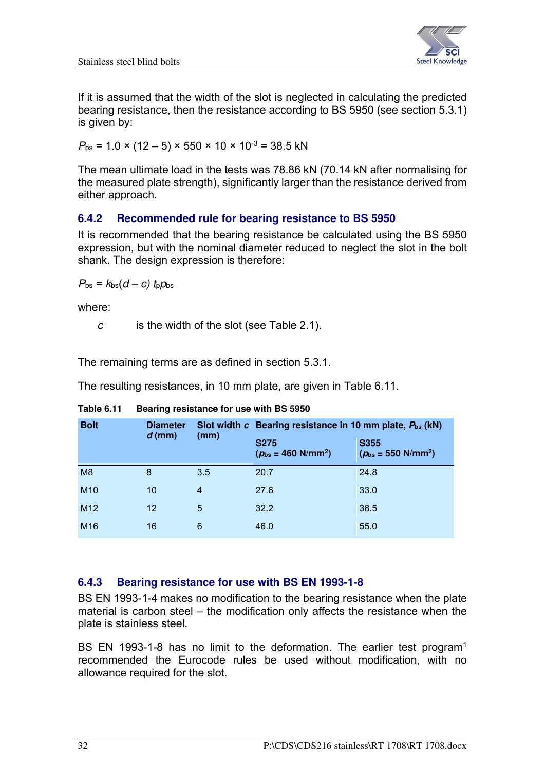If it is assumed that the width of the slot is neglected in calculating the predicted bearing resistance, then the resistance according to BS 5950 (see section 5.3.1) is given by:

$P_{bs}$ = 1.0 × (12 – 5) × 550 × 10 × $10^{-3}$ = 38.5 kN

The mean ultimate load in the tests was 78.86 kN (70.14 kN after normalising for the measured plate strength), significantly larger than the resistance derived from either approach.

### 6.4.2 Recommended rule for bearing resistance to BS 5950

It is recommended that the bearing resistance be calculated using the BS 5950 expression, but with the nominal diameter reduced to neglect the slot in the bolt shank. The design expression is therefore:

$P_{bs} = k_{bs}(d - c)\, t_p p_{bs}$

where:

$c$ is the width of the slot (see Table 2.1).

The remaining terms are as defined in section 5.3.1.

The resulting resistances, in 10 mm plate, are given in Table 6.11.

**Table 6.11 Bearing resistance for use with BS 5950**

| Bolt | Diameter $d$ (mm) | Slot width $c$ (mm) | Bearing resistance in 10 mm plate, $P_{bs}$ (kN) | |
|---|---|---|---|---|
| | | | S275 ($p_{bs}$ = 460 N/mm$^2$) | S355 ($p_{bs}$ = 550 N/mm$^2$) |
| M8 | 8 | 3.5 | 20.7 | 24.8 |
| M10 | 10 | 4 | 27.6 | 33.0 |
| M12 | 12 | 5 | 32.2 | 38.5 |
| M16 | 16 | 6 | 46.0 | 55.0 |

### 6.4.3 Bearing resistance for use with BS EN 1993-1-8

BS EN 1993-1-4 makes no modification to the bearing resistance when the plate material is carbon steel – the modification only affects the resistance when the plate is stainless steel.

BS EN 1993-1-8 has no limit to the deformation. The earlier test program[1] recommended the Eurocode rules be used without modification, with no allowance required for the slot.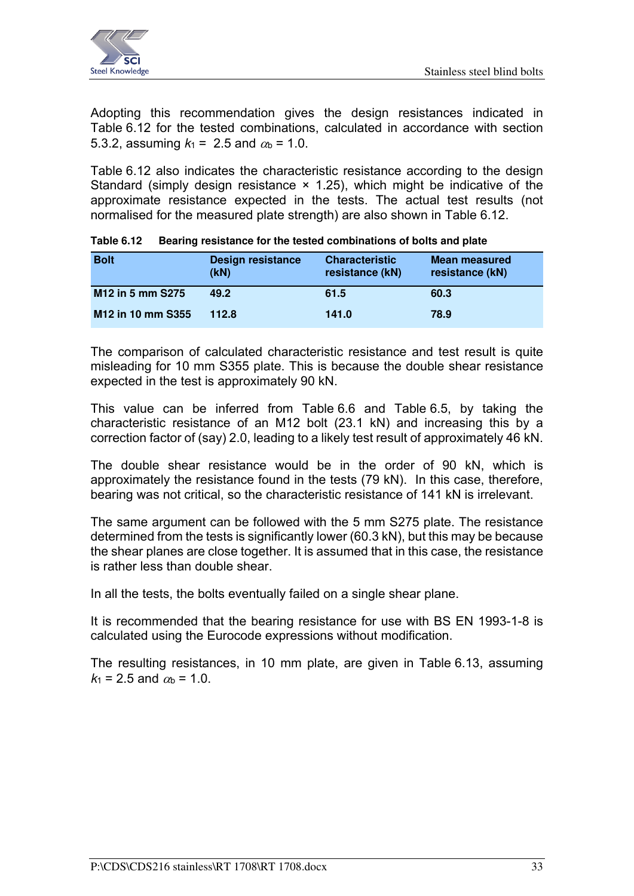Adopting this recommendation gives the design resistances indicated in Table 6.12 for the tested combinations, calculated in accordance with section 5.3.2, assuming $k_1$ = 2.5 and $\alpha_b$ = 1.0.

Table 6.12 also indicates the characteristic resistance according to the design Standard (simply design resistance × 1.25), which might be indicative of the approximate resistance expected in the tests. The actual test results (not normalised for the measured plate strength) are also shown in Table 6.12.

**Table 6.12 Bearing resistance for the tested combinations of bolts and plate**

| Bolt | Design resistance (kN) | Characteristic resistance (kN) | Mean measured resistance (kN) |
|---|---|---|---|
| M12 in 5 mm S275 | 49.2 | 61.5 | 60.3 |
| M12 in 10 mm S355 | 112.8 | 141.0 | 78.9 |

The comparison of calculated characteristic resistance and test result is quite misleading for 10 mm S355 plate. This is because the double shear resistance expected in the test is approximately 90 kN.

This value can be inferred from Table 6.6 and Table 6.5, by taking the characteristic resistance of an M12 bolt (23.1 kN) and increasing this by a correction factor of (say) 2.0, leading to a likely test result of approximately 46 kN.

The double shear resistance would be in the order of 90 kN, which is approximately the resistance found in the tests (79 kN). In this case, therefore, bearing was not critical, so the characteristic resistance of 141 kN is irrelevant.

The same argument can be followed with the 5 mm S275 plate. The resistance determined from the tests is significantly lower (60.3 kN), but this may be because the shear planes are close together. It is assumed that in this case, the resistance is rather less than double shear.

In all the tests, the bolts eventually failed on a single shear plane.

It is recommended that the bearing resistance for use with BS EN 1993-1-8 is calculated using the Eurocode expressions without modification.

The resulting resistances, in 10 mm plate, are given in Table 6.13, assuming $k_1$ = 2.5 and $\alpha_b$ = 1.0.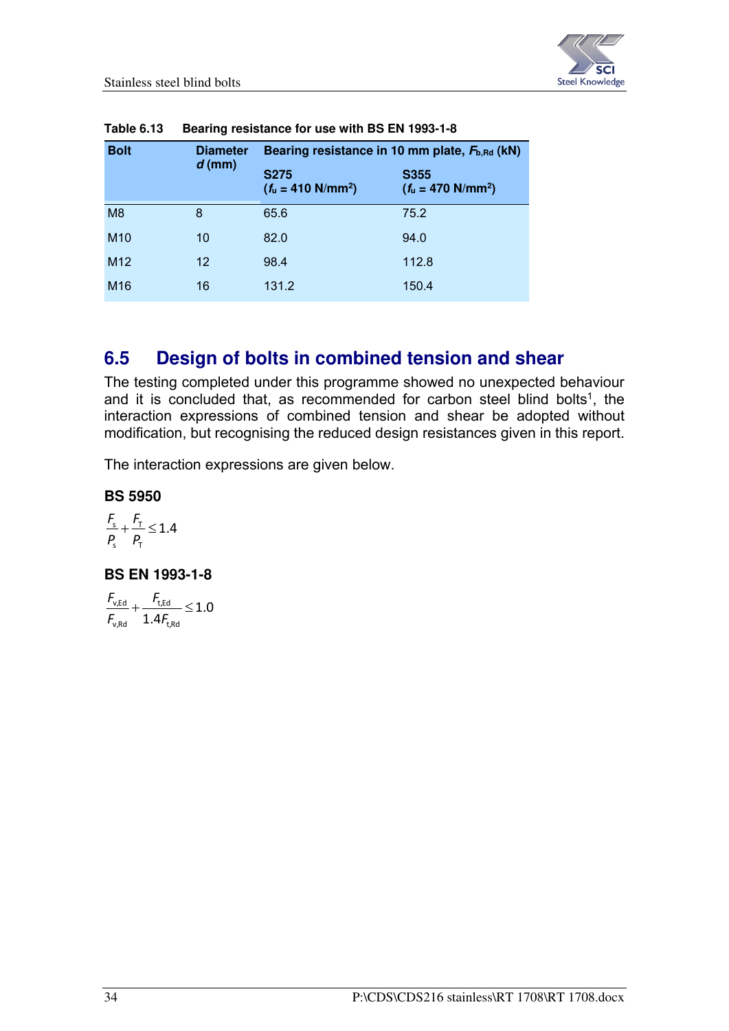**Table 6.13 Bearing resistance for use with BS EN 1993-1-8**

| Bolt | Diameter $d$ (mm) | Bearing resistance in 10 mm plate, $F_{b,Rd}$ (kN) | |
|---|---|---|---|
| | | S275 ($f_u$ = 410 N/mm$^2$) | S355 ($f_u$ = 470 N/mm$^2$) |
| M8 | 8 | 65.6 | 75.2 |
| M10 | 10 | 82.0 | 94.0 |
| M12 | 12 | 98.4 | 112.8 |
| M16 | 16 | 131.2 | 150.4 |

## 6.5 Design of bolts in combined tension and shear

The testing completed under this programme showed no unexpected behaviour and it is concluded that, as recommended for carbon steel blind bolts[1], the interaction expressions of combined tension and shear be adopted without modification, but recognising the reduced design resistances given in this report.

The interaction expressions are given below.

**BS 5950**

$$\frac{F_s}{P_s} + \frac{F_T}{P_T} \leq 1.4$$

**BS EN 1993-1-8**

$$\frac{F_{v,Ed}}{F_{v,Rd}} + \frac{F_{t,Ed}}{1.4F_{t,Rd}} \leq 1.0$$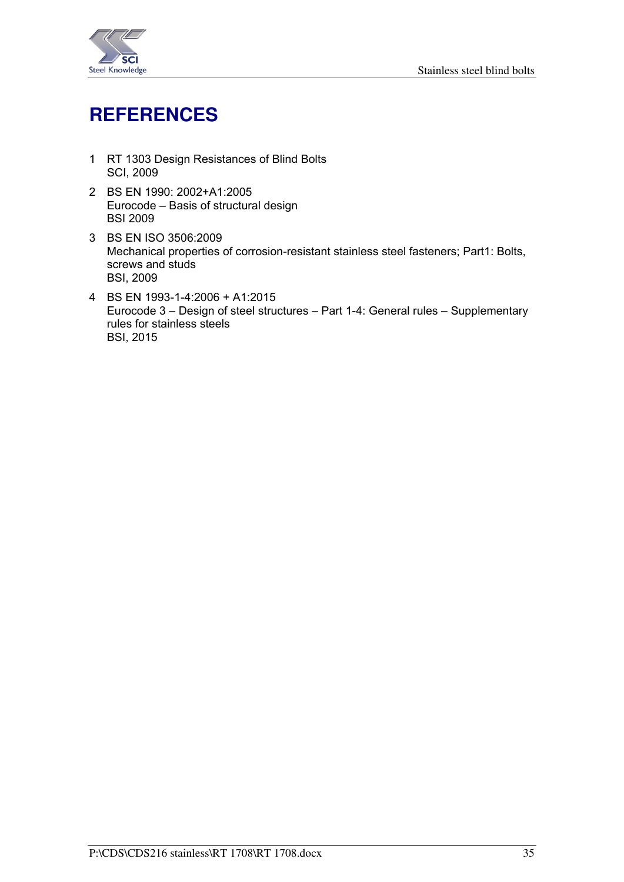# REFERENCES

1. RT 1303 Design Resistances of Blind Bolts
   SCI, 2009

2. BS EN 1990: 2002+A1:2005
   Eurocode – Basis of structural design
   BSI 2009

3. BS EN ISO 3506:2009
   Mechanical properties of corrosion-resistant stainless steel fasteners; Part1: Bolts, screws and studs
   BSI, 2009

4. BS EN 1993-1-4:2006 + A1:2015
   Eurocode 3 – Design of steel structures – Part 1-4: General rules – Supplementary rules for stainless steels
   BSI, 2015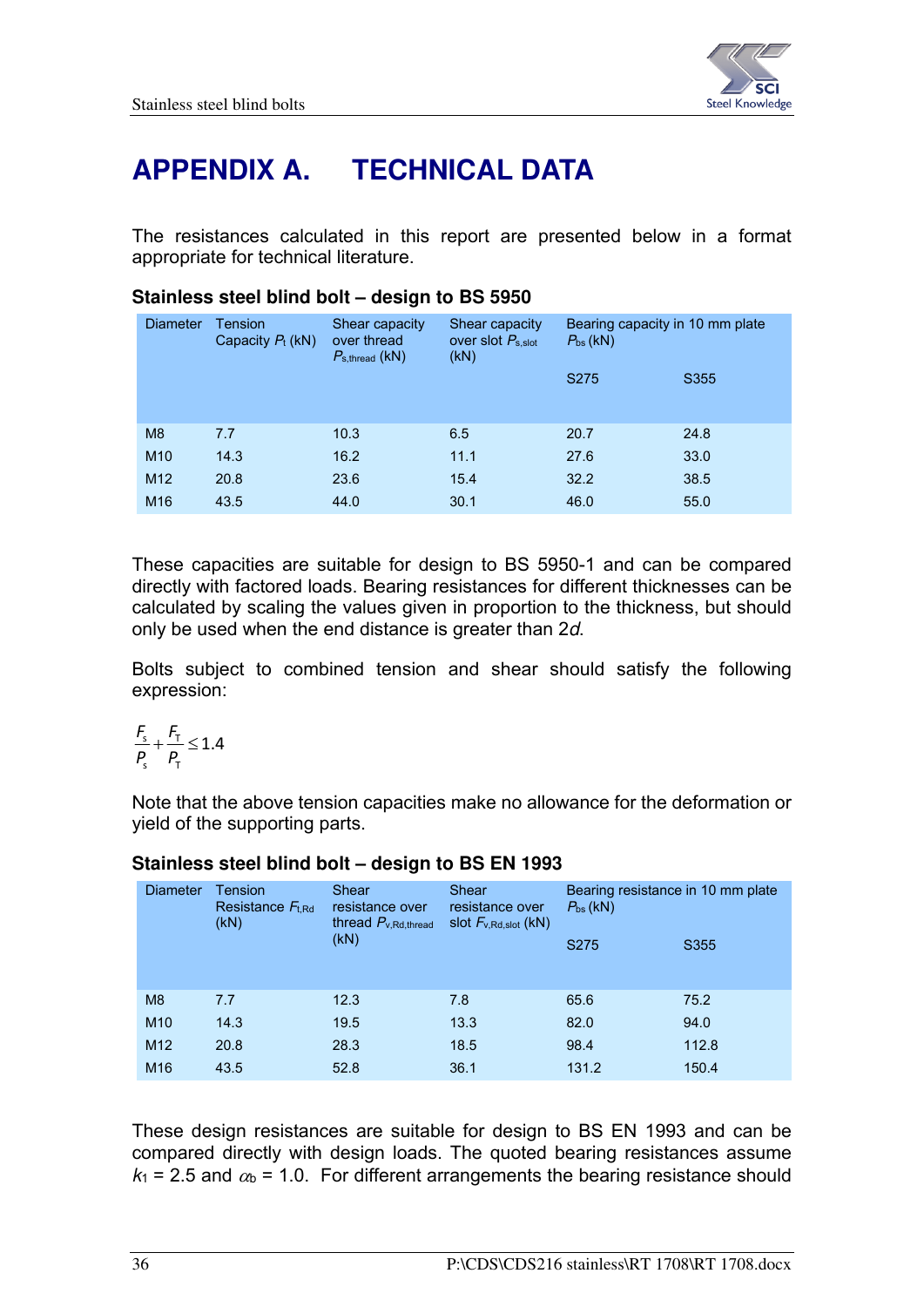# APPENDIX A. TECHNICAL DATA

The resistances calculated in this report are presented below in a format appropriate for technical literature.

**Stainless steel blind bolt – design to BS 5950**

| Diameter | Tension Capacity $P_t$ (kN) | Shear capacity over thread $P_{s,thread}$ (kN) | Shear capacity over slot $P_{s,slot}$ (kN) | Bearing capacity in 10 mm plate $P_{bs}$ (kN) | |
|---|---|---|---|---|---|
| | | | | S275 | S355 |
| M8 | 7.7 | 10.3 | 6.5 | 20.7 | 24.8 |
| M10 | 14.3 | 16.2 | 11.1 | 27.6 | 33.0 |
| M12 | 20.8 | 23.6 | 15.4 | 32.2 | 38.5 |
| M16 | 43.5 | 44.0 | 30.1 | 46.0 | 55.0 |

These capacities are suitable for design to BS 5950-1 and can be compared directly with factored loads. Bearing resistances for different thicknesses can be calculated by scaling the values given in proportion to the thickness, but should only be used when the end distance is greater than 2*d*.

Bolts subject to combined tension and shear should satisfy the following expression:

$$\frac{F_s}{P_s} + \frac{F_T}{P_T} \leq 1.4$$

Note that the above tension capacities make no allowance for the deformation or yield of the supporting parts.

**Stainless steel blind bolt – design to BS EN 1993**

| Diameter | Tension Resistance $F_{t,Rd}$ (kN) | Shear resistance over thread $P_{v,Rd,thread}$ (kN) | Shear resistance over slot $F_{v,Rd,slot}$ (kN) | Bearing resistance in 10 mm plate $P_{bs}$ (kN) | |
|---|---|---|---|---|---|
| | | | | S275 | S355 |
| M8 | 7.7 | 12.3 | 7.8 | 65.6 | 75.2 |
| M10 | 14.3 | 19.5 | 13.3 | 82.0 | 94.0 |
| M12 | 20.8 | 28.3 | 18.5 | 98.4 | 112.8 |
| M16 | 43.5 | 52.8 | 36.1 | 131.2 | 150.4 |

These design resistances are suitable for design to BS EN 1993 and can be compared directly with design loads. The quoted bearing resistances assume $k_1$ = 2.5 and $\alpha_b$ = 1.0. For different arrangements the bearing resistance should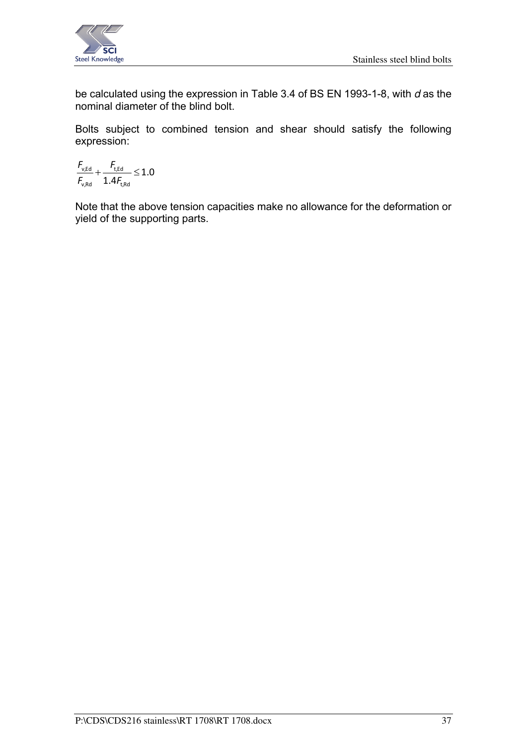be calculated using the expression in Table 3.4 of BS EN 1993-1-8, with $d$ as the nominal diameter of the blind bolt.

Bolts subject to combined tension and shear should satisfy the following expression:

$$\frac{F_{\mathrm{v,Ed}}}{F_{\mathrm{v,Rd}}} + \frac{F_{\mathrm{t,Ed}}}{1.4F_{\mathrm{t,Rd}}} \leq 1.0$$

Note that the above tension capacities make no allowance for the deformation or yield of the supporting parts.